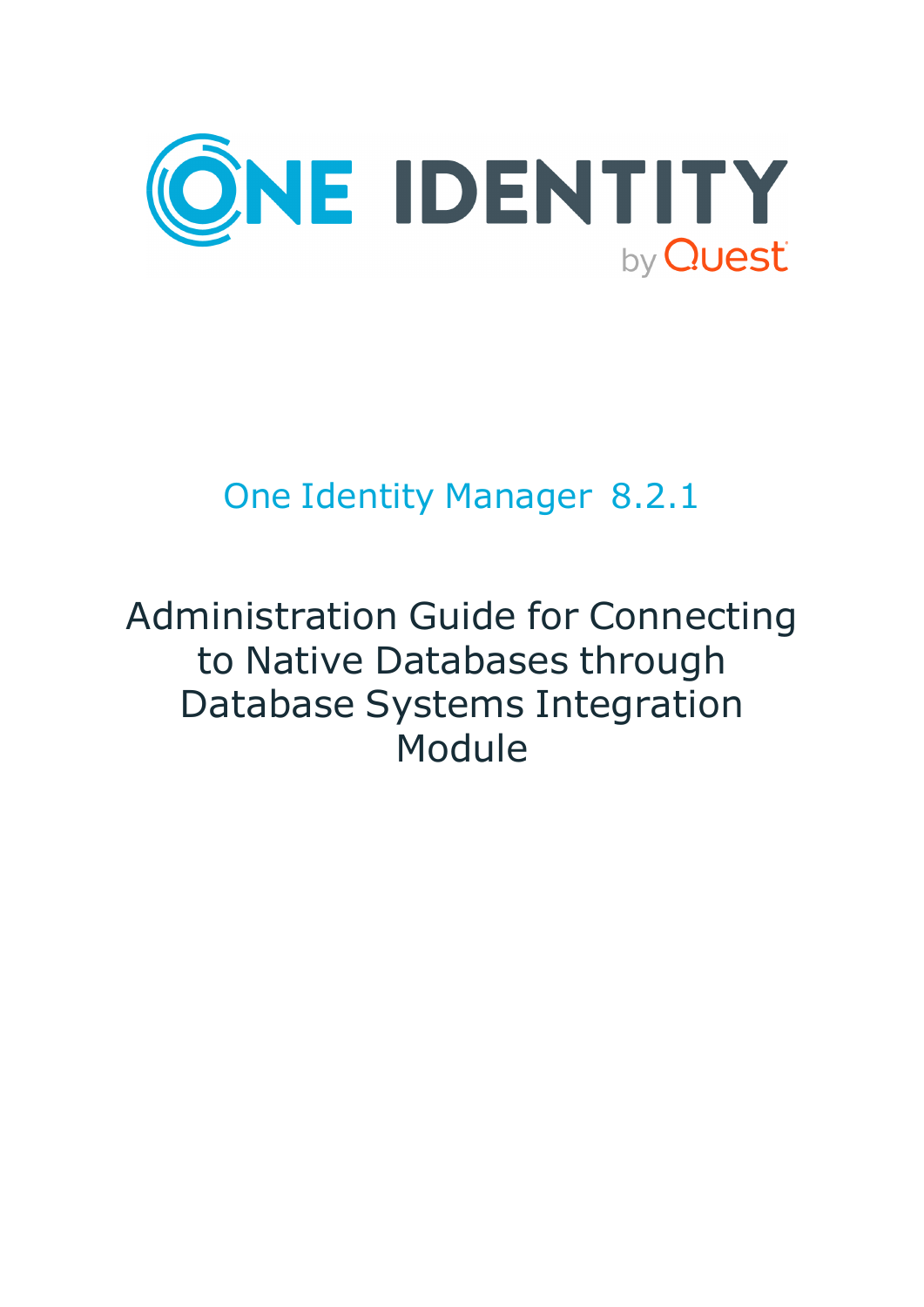ONE IDENTITY

by Quest

# One Identity Manager 8.2.1

# Administration Guide for Connecting to Native Databases through Database Systems Integration Module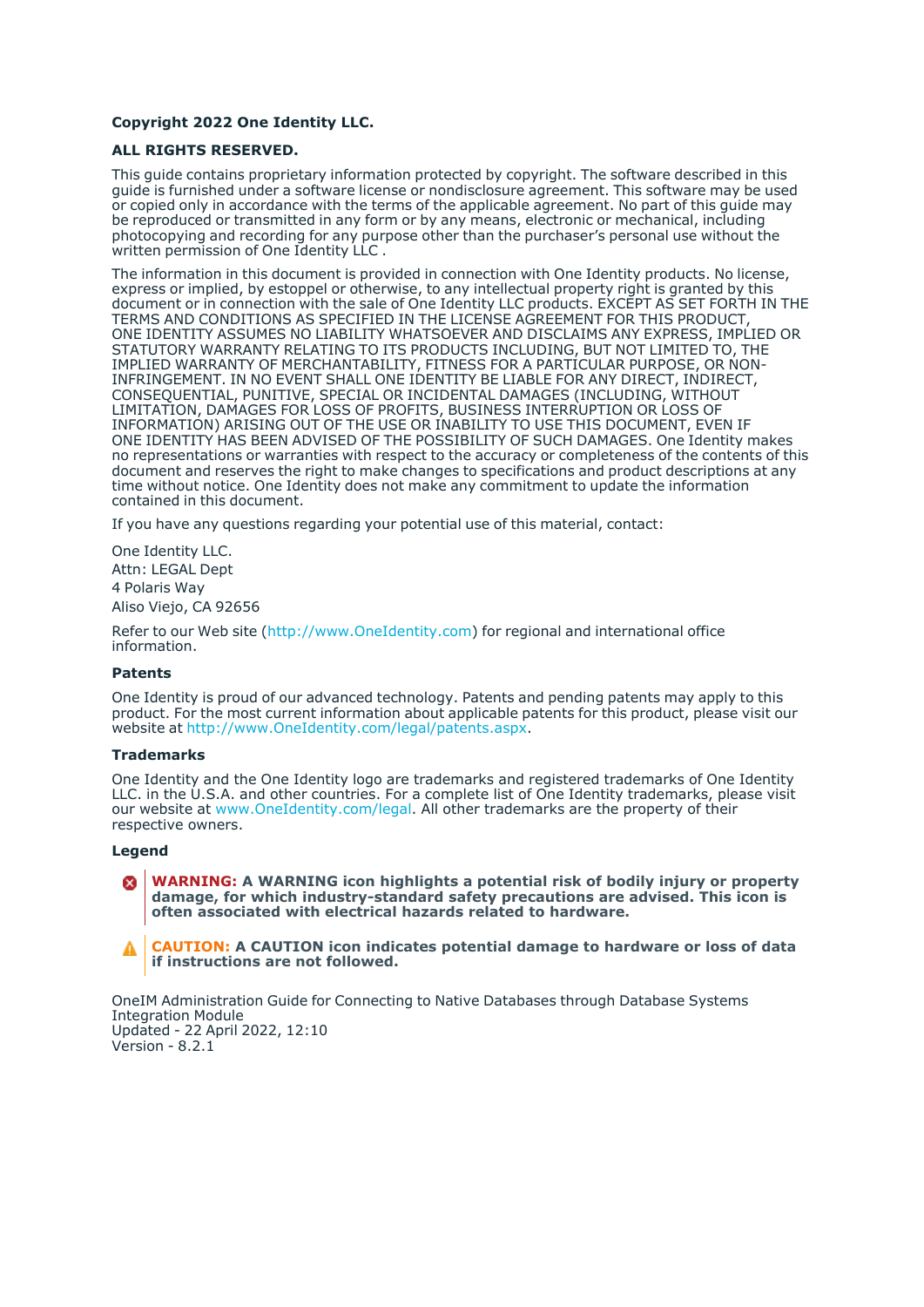**Copyright 2022 One Identity LLC.**

**ALL RIGHTS RESERVED.**

This guide contains proprietary information protected by copyright. The software described in this guide is furnished under a software license or nondisclosure agreement. This software may be used or copied only in accordance with the terms of the applicable agreement. No part of this guide may be reproduced or transmitted in any form or by any means, electronic or mechanical, including photocopying and recording for any purpose other than the purchaser's personal use without the written permission of One Identity LLC .

The information in this document is provided in connection with One Identity products. No license, express or implied, by estoppel or otherwise, to any intellectual property right is granted by this document or in connection with the sale of One Identity LLC products. EXCEPT AS SET FORTH IN THE TERMS AND CONDITIONS AS SPECIFIED IN THE LICENSE AGREEMENT FOR THIS PRODUCT, ONE IDENTITY ASSUMES NO LIABILITY WHATSOEVER AND DISCLAIMS ANY EXPRESS, IMPLIED OR STATUTORY WARRANTY RELATING TO ITS PRODUCTS INCLUDING, BUT NOT LIMITED TO, THE IMPLIED WARRANTY OF MERCHANTABILITY, FITNESS FOR A PARTICULAR PURPOSE, OR NON-INFRINGEMENT. IN NO EVENT SHALL ONE IDENTITY BE LIABLE FOR ANY DIRECT, INDIRECT, CONSEQUENTIAL, PUNITIVE, SPECIAL OR INCIDENTAL DAMAGES (INCLUDING, WITHOUT LIMITATION, DAMAGES FOR LOSS OF PROFITS, BUSINESS INTERRUPTION OR LOSS OF INFORMATION) ARISING OUT OF THE USE OR INABILITY TO USE THIS DOCUMENT, EVEN IF ONE IDENTITY HAS BEEN ADVISED OF THE POSSIBILITY OF SUCH DAMAGES. One Identity makes no representations or warranties with respect to the accuracy or completeness of the contents of this document and reserves the right to make changes to specifications and product descriptions at any time without notice. One Identity does not make any commitment to update the information contained in this document.

If you have any questions regarding your potential use of this material, contact:

One Identity LLC.
Attn: LEGAL Dept
4 Polaris Way
Aliso Viejo, CA 92656

Refer to our Web site (http://www.OneIdentity.com) for regional and international office information.

**Patents**

One Identity is proud of our advanced technology. Patents and pending patents may apply to this product. For the most current information about applicable patents for this product, please visit our website at http://www.OneIdentity.com/legal/patents.aspx.

**Trademarks**

One Identity and the One Identity logo are trademarks and registered trademarks of One Identity LLC. in the U.S.A. and other countries. For a complete list of One Identity trademarks, please visit our website at www.OneIdentity.com/legal. All other trademarks are the property of their respective owners.

**Legend**

**WARNING: A WARNING icon highlights a potential risk of bodily injury or property damage, for which industry-standard safety precautions are advised. This icon is often associated with electrical hazards related to hardware.**

**CAUTION: A CAUTION icon indicates potential damage to hardware or loss of data if instructions are not followed.**

OneIM Administration Guide for Connecting to Native Databases through Database Systems Integration Module
Updated - 22 April 2022, 12:10
Version - 8.2.1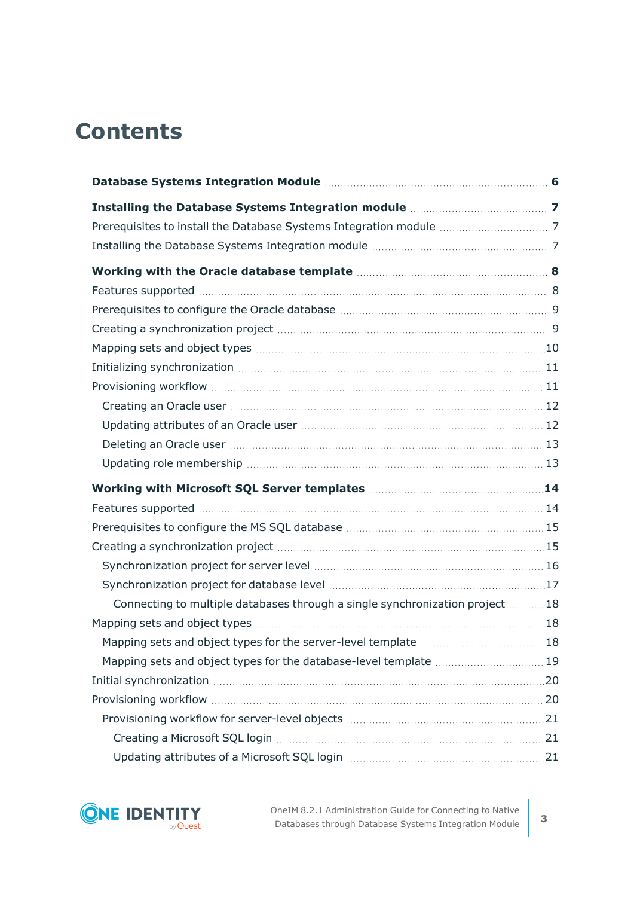# Contents

**Database Systems Integration Module** 6

**Installing the Database Systems Integration module** 7

- Prerequisites to install the Database Systems Integration module 7
- Installing the Database Systems Integration module 7

**Working with the Oracle database template** 8

- Features supported 8
- Prerequisites to configure the Oracle database 9
- Creating a synchronization project 9
- Mapping sets and object types 10
- Initializing synchronization 11
- Provisioning workflow 11
  - Creating an Oracle user 12
  - Updating attributes of an Oracle user 12
  - Deleting an Oracle user 13
  - Updating role membership 13

**Working with Microsoft SQL Server templates** 14

- Features supported 14
- Prerequisites to configure the MS SQL database 15
- Creating a synchronization project 15
  - Synchronization project for server level 16
  - Synchronization project for database level 17
    - Connecting to multiple databases through a single synchronization project 18
- Mapping sets and object types 18
  - Mapping sets and object types for the server-level template 18
  - Mapping sets and object types for the database-level template 19
- Initial synchronization 20
- Provisioning workflow 20
  - Provisioning workflow for server-level objects 21
    - Creating a Microsoft SQL login 21
    - Updating attributes of a Microsoft SQL login 21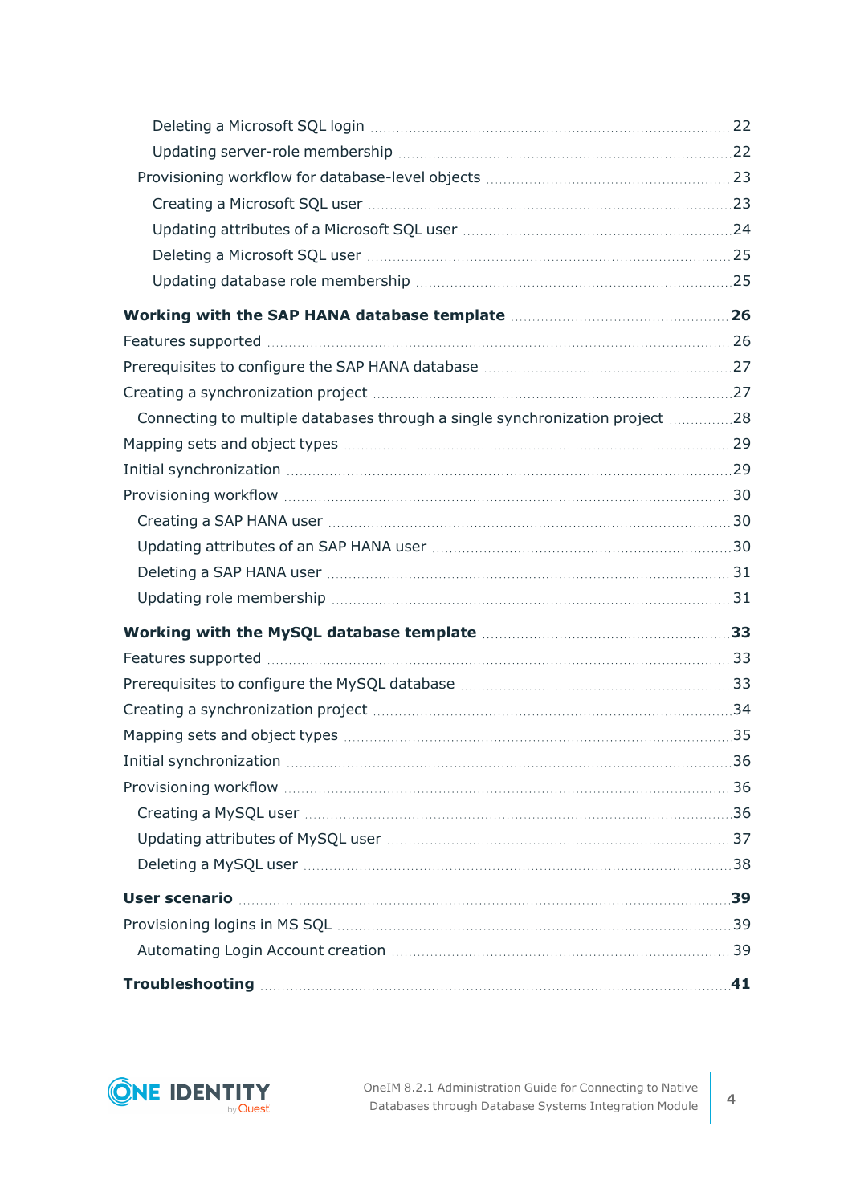- Deleting a Microsoft SQL login 22
- Updating server-role membership 22
- Provisioning workflow for database-level objects 23
  - Creating a Microsoft SQL user 23
  - Updating attributes of a Microsoft SQL user 24
  - Deleting a Microsoft SQL user 25
  - Updating database role membership 25

**Working with the SAP HANA database template 26**

- Features supported 26
- Prerequisites to configure the SAP HANA database 27
- Creating a synchronization project 27
  - Connecting to multiple databases through a single synchronization project 28
- Mapping sets and object types 29
- Initial synchronization 29
- Provisioning workflow 30
  - Creating a SAP HANA user 30
  - Updating attributes of an SAP HANA user 30
  - Deleting a SAP HANA user 31
  - Updating role membership 31

**Working with the MySQL database template 33**

- Features supported 33
- Prerequisites to configure the MySQL database 33
- Creating a synchronization project 34
- Mapping sets and object types 35
- Initial synchronization 36
- Provisioning workflow 36
  - Creating a MySQL user 36
  - Updating attributes of MySQL user 37
  - Deleting a MySQL user 38

**User scenario 39**

- Provisioning logins in MS SQL 39
  - Automating Login Account creation 39

**Troubleshooting 41**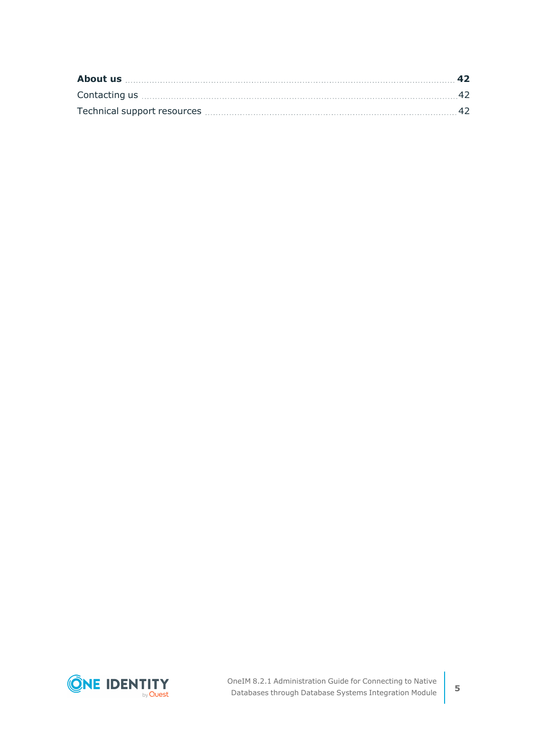**About us** ........................................................................................................ **42**

Contacting us ........................................................................................................ 42

Technical support resources ........................................................................................................ 42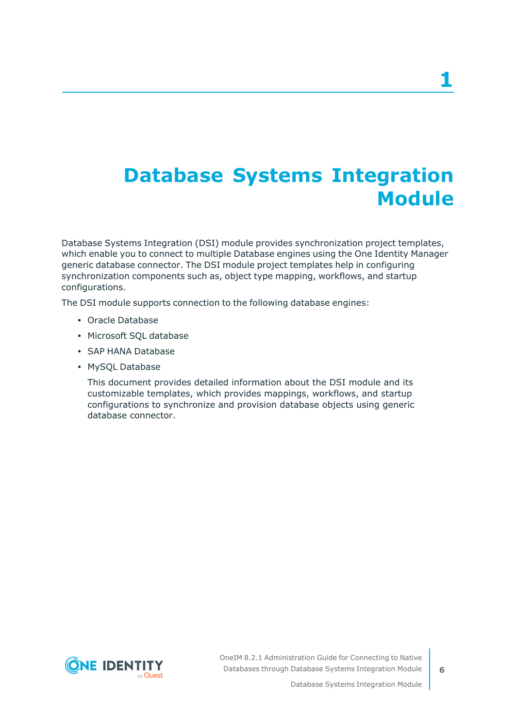# 1 Database Systems Integration Module

Database Systems Integration (DSI) module provides synchronization project templates, which enable you to connect to multiple Database engines using the One Identity Manager generic database connector. The DSI module project templates help in configuring synchronization components such as, object type mapping, workflows, and startup configurations.

The DSI module supports connection to the following database engines:

- Oracle Database
- Microsoft SQL database
- SAP HANA Database
- MySQL Database

  This document provides detailed information about the DSI module and its customizable templates, which provides mappings, workflows, and startup configurations to synchronize and provision database objects using generic database connector.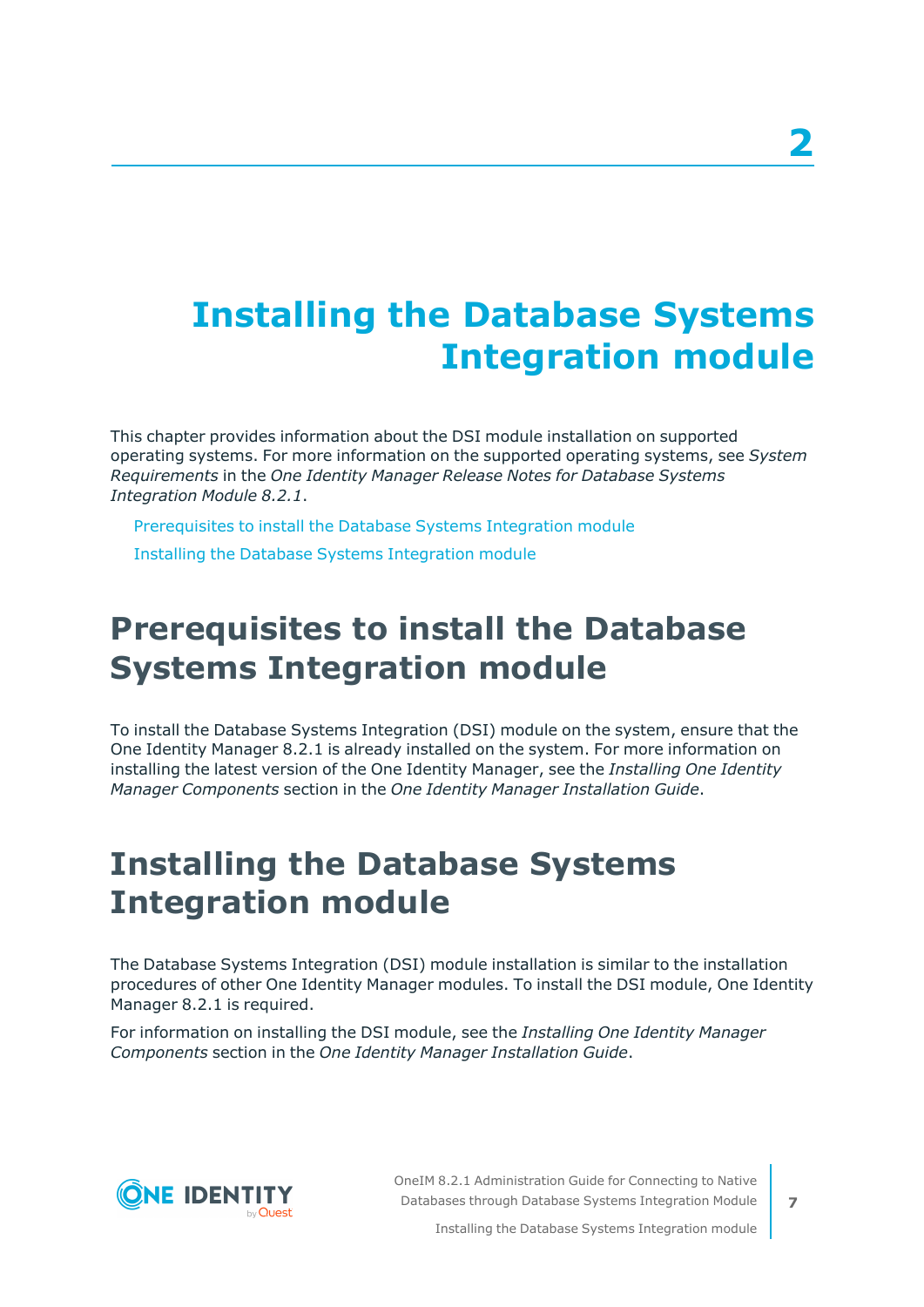# 2

# Installing the Database Systems Integration module

This chapter provides information about the DSI module installation on supported operating systems. For more information on the supported operating systems, see *System Requirements* in the *One Identity Manager Release Notes for Database Systems Integration Module 8.2.1*.

- Prerequisites to install the Database Systems Integration module
- Installing the Database Systems Integration module

## Prerequisites to install the Database Systems Integration module

To install the Database Systems Integration (DSI) module on the system, ensure that the One Identity Manager 8.2.1 is already installed on the system. For more information on installing the latest version of the One Identity Manager, see the *Installing One Identity Manager Components* section in the *One Identity Manager Installation Guide*.

## Installing the Database Systems Integration module

The Database Systems Integration (DSI) module installation is similar to the installation procedures of other One Identity Manager modules. To install the DSI module, One Identity Manager 8.2.1 is required.

For information on installing the DSI module, see the *Installing One Identity Manager Components* section in the *One Identity Manager Installation Guide*.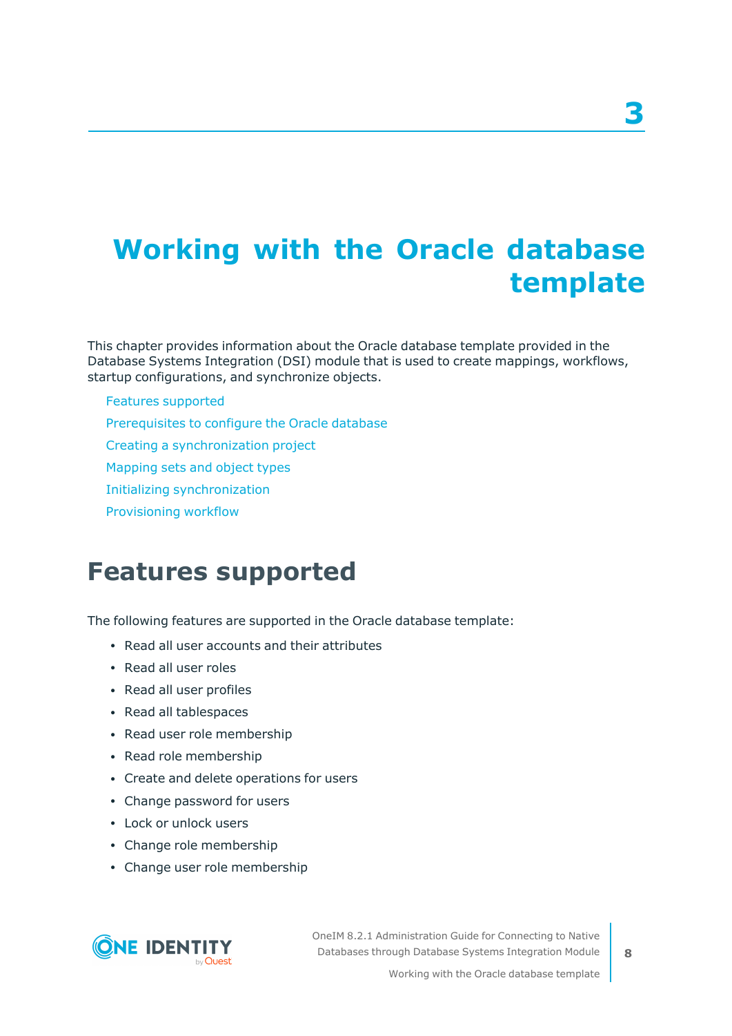# 3

# Working with the Oracle database template

This chapter provides information about the Oracle database template provided in the Database Systems Integration (DSI) module that is used to create mappings, workflows, startup configurations, and synchronize objects.

- Features supported
- Prerequisites to configure the Oracle database
- Creating a synchronization project
- Mapping sets and object types
- Initializing synchronization
- Provisioning workflow

## Features supported

The following features are supported in the Oracle database template:

- Read all user accounts and their attributes
- Read all user roles
- Read all user profiles
- Read all tablespaces
- Read user role membership
- Read role membership
- Create and delete operations for users
- Change password for users
- Lock or unlock users
- Change role membership
- Change user role membership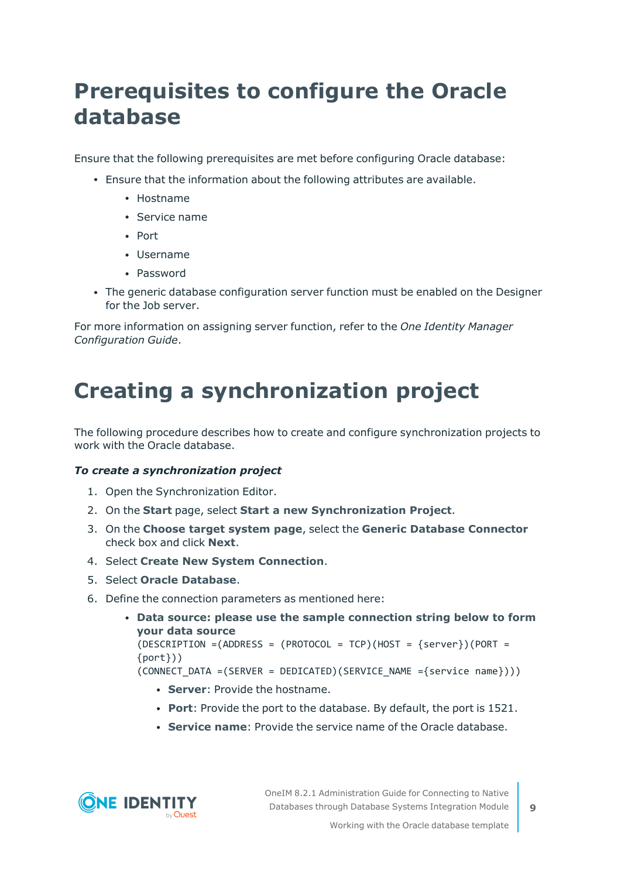# Prerequisites to configure the Oracle database

Ensure that the following prerequisites are met before configuring Oracle database:

- Ensure that the information about the following attributes are available.
  - Hostname
  - Service name
  - Port
  - Username
  - Password
- The generic database configuration server function must be enabled on the Designer for the Job server.

For more information on assigning server function, refer to the *One Identity Manager Configuration Guide*.

# Creating a synchronization project

The following procedure describes how to create and configure synchronization projects to work with the Oracle database.

***To create a synchronization project***

1. Open the Synchronization Editor.
2. On the **Start** page, select **Start a new Synchronization Project**.
3. On the **Choose target system page**, select the **Generic Database Connector** check box and click **Next**.
4. Select **Create New System Connection**.
5. Select **Oracle Database**.
6. Define the connection parameters as mentioned here:
   - **Data source: please use the sample connection string below to form your data source**
     ```
     (DESCRIPTION =(ADDRESS = (PROTOCOL = TCP)(HOST = {server})(PORT = {port}))
     (CONNECT_DATA =(SERVER = DEDICATED)(SERVICE_NAME ={service name})))
     ```
     - **Server**: Provide the hostname.
     - **Port**: Provide the port to the database. By default, the port is 1521.
     - **Service name**: Provide the service name of the Oracle database.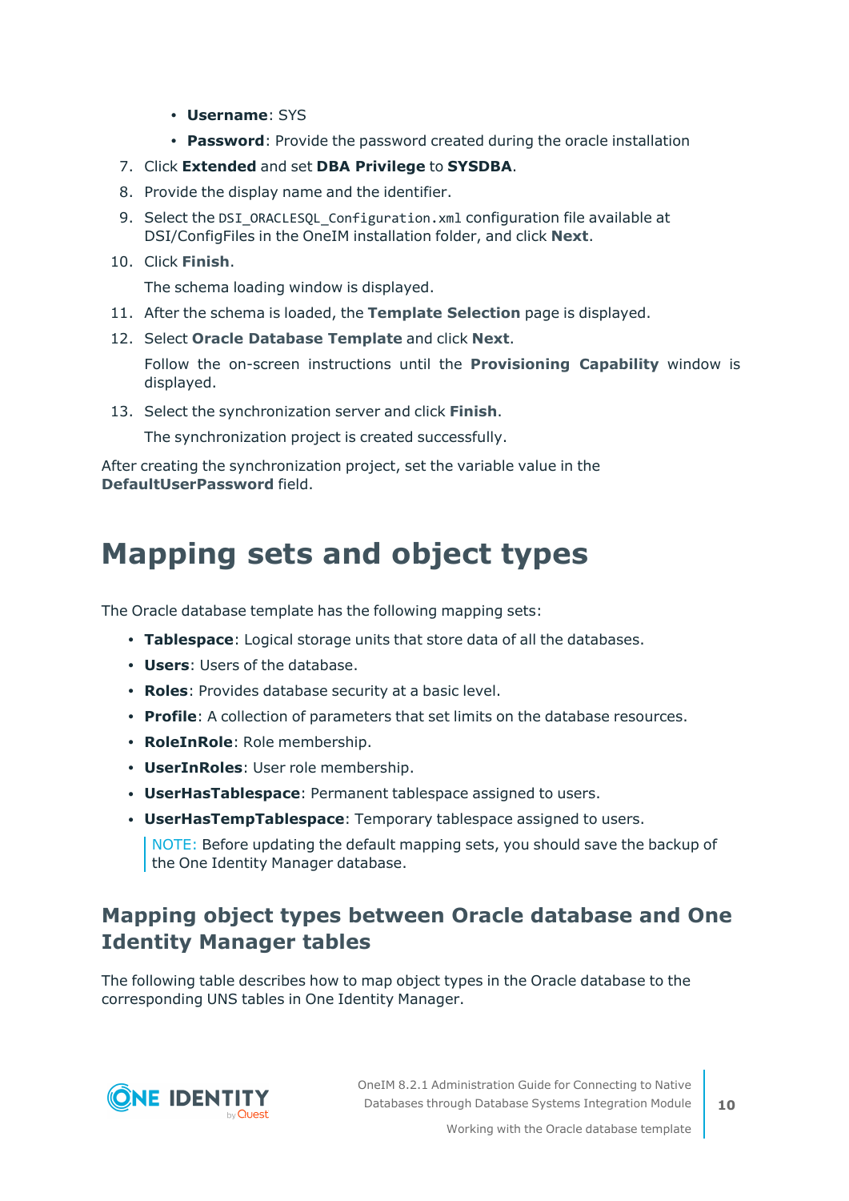- **Username**: SYS
- **Password**: Provide the password created during the oracle installation

7. Click **Extended** and set **DBA Privilege** to **SYSDBA**.
8. Provide the display name and the identifier.
9. Select the `DSI_ORACLESQL_Configuration.xml` configuration file available at DSI/ConfigFiles in the OneIM installation folder, and click **Next**.
10. Click **Finish**.

    The schema loading window is displayed.
11. After the schema is loaded, the **Template Selection** page is displayed.
12. Select **Oracle Database Template** and click **Next**.

    Follow the on-screen instructions until the **Provisioning Capability** window is displayed.
13. Select the synchronization server and click **Finish**.

    The synchronization project is created successfully.

After creating the synchronization project, set the variable value in the **DefaultUserPassword** field.

# Mapping sets and object types

The Oracle database template has the following mapping sets:

- **Tablespace**: Logical storage units that store data of all the databases.
- **Users**: Users of the database.
- **Roles**: Provides database security at a basic level.
- **Profile**: A collection of parameters that set limits on the database resources.
- **RoleInRole**: Role membership.
- **UserInRoles**: User role membership.
- **UserHasTablespace**: Permanent tablespace assigned to users.
- **UserHasTempTablespace**: Temporary tablespace assigned to users.

NOTE: Before updating the default mapping sets, you should save the backup of the One Identity Manager database.

## Mapping object types between Oracle database and One Identity Manager tables

The following table describes how to map object types in the Oracle database to the corresponding UNS tables in One Identity Manager.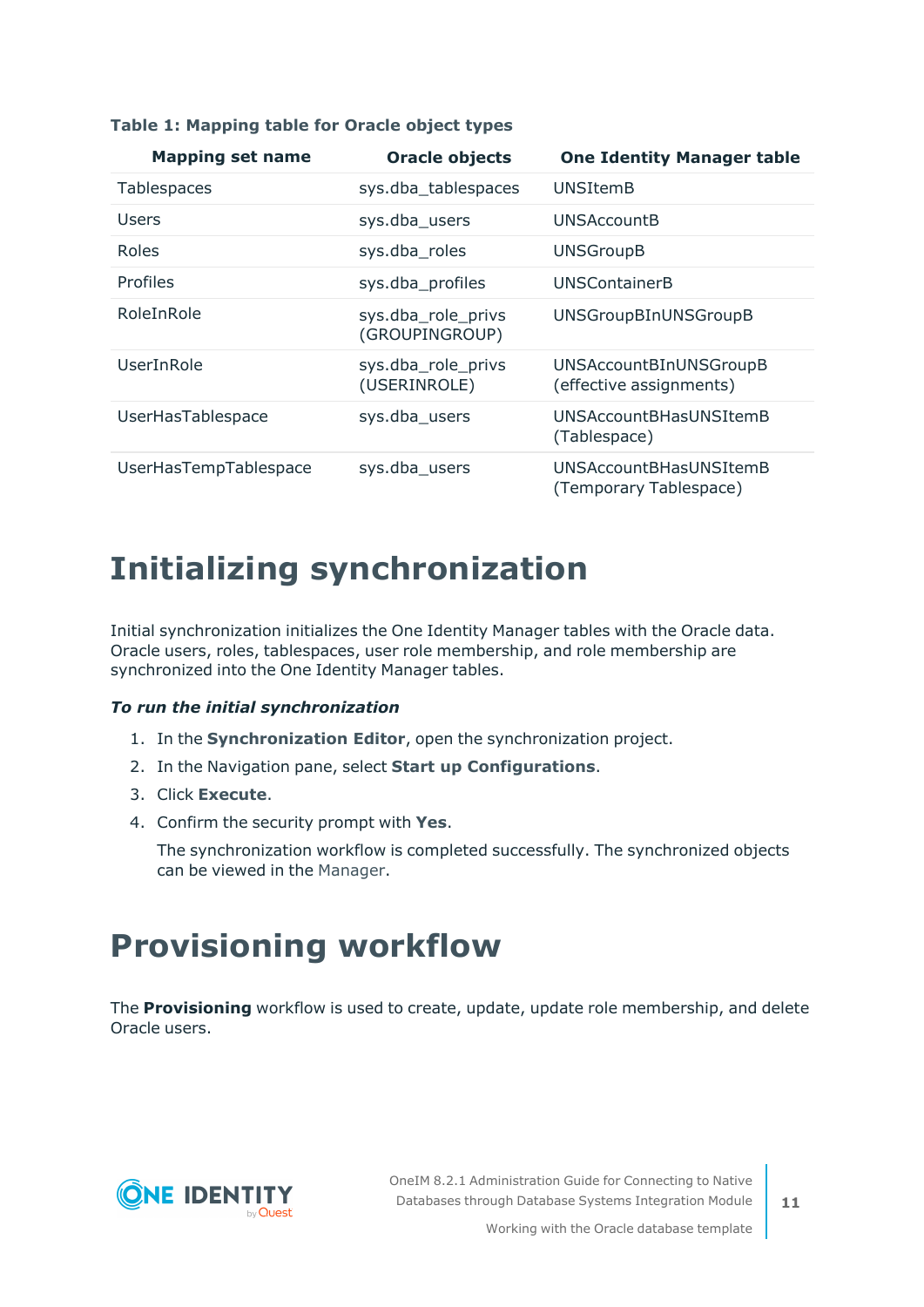**Table 1: Mapping table for Oracle object types**

| Mapping set name | Oracle objects | One Identity Manager table |
| --- | --- | --- |
| Tablespaces | sys.dba_tablespaces | UNSItemB |
| Users | sys.dba_users | UNSAccountB |
| Roles | sys.dba_roles | UNSGroupB |
| Profiles | sys.dba_profiles | UNSContainerB |
| RoleInRole | sys.dba_role_privs (GROUPINGROUP) | UNSGroupBInUNSGroupB |
| UserInRole | sys.dba_role_privs (USERINROLE) | UNSAccountBInUNSGroupB (effective assignments) |
| UserHasTablespace | sys.dba_users | UNSAccountBHasUNSItemB (Tablespace) |
| UserHasTempTablespace | sys.dba_users | UNSAccountBHasUNSItemB (Temporary Tablespace) |

# Initializing synchronization

Initial synchronization initializes the One Identity Manager tables with the Oracle data. Oracle users, roles, tablespaces, user role membership, and role membership are synchronized into the One Identity Manager tables.

***To run the initial synchronization***

1. In the **Synchronization Editor**, open the synchronization project.
2. In the Navigation pane, select **Start up Configurations**.
3. Click **Execute**.
4. Confirm the security prompt with **Yes**.

   The synchronization workflow is completed successfully. The synchronized objects can be viewed in the Manager.

# Provisioning workflow

The **Provisioning** workflow is used to create, update, update role membership, and delete Oracle users.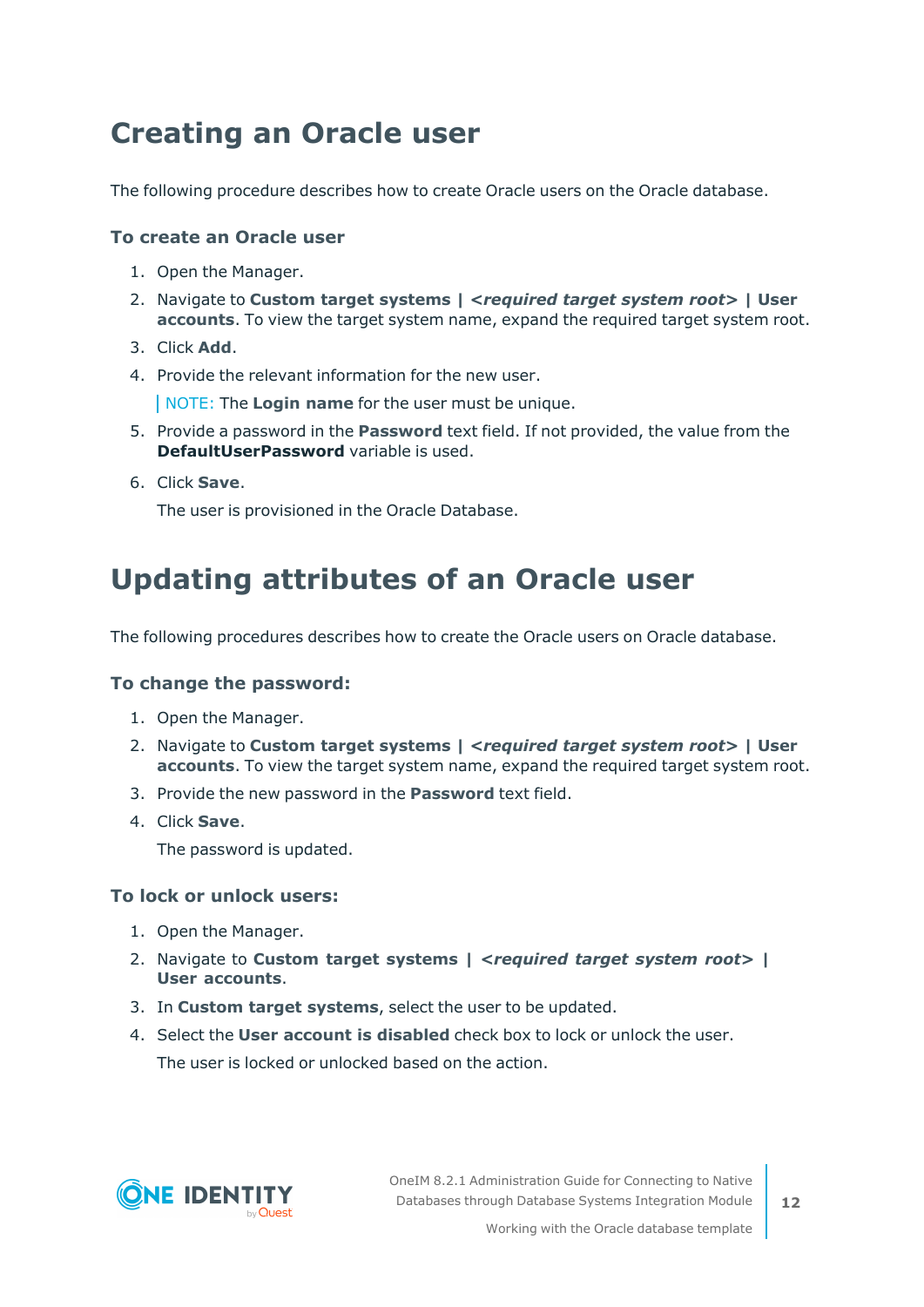# Creating an Oracle user

The following procedure describes how to create Oracle users on the Oracle database.

### To create an Oracle user

1. Open the Manager.
2. Navigate to **Custom target systems | *<required target system root>* | User accounts**. To view the target system name, expand the required target system root.
3. Click **Add**.
4. Provide the relevant information for the new user.

   NOTE: The **Login name** for the user must be unique.
5. Provide a password in the **Password** text field. If not provided, the value from the **DefaultUserPassword** variable is used.
6. Click **Save**.

   The user is provisioned in the Oracle Database.

# Updating attributes of an Oracle user

The following procedures describes how to create the Oracle users on Oracle database.

### To change the password:

1. Open the Manager.
2. Navigate to **Custom target systems | *<required target system root>* | User accounts**. To view the target system name, expand the required target system root.
3. Provide the new password in the **Password** text field.
4. Click **Save**.

   The password is updated.

### To lock or unlock users:

1. Open the Manager.
2. Navigate to **Custom target systems | *<required target system root>* | User accounts**.
3. In **Custom target systems**, select the user to be updated.
4. Select the **User account is disabled** check box to lock or unlock the user.

   The user is locked or unlocked based on the action.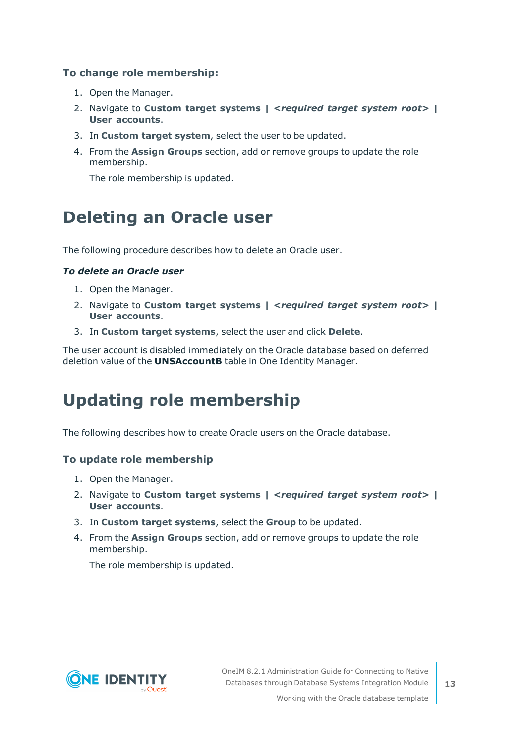### To change role membership:

1. Open the Manager.
2. Navigate to **Custom target systems | *<required target system root>* | User accounts**.
3. In **Custom target system**, select the user to be updated.
4. From the **Assign Groups** section, add or remove groups to update the role membership.

   The role membership is updated.

# Deleting an Oracle user

The following procedure describes how to delete an Oracle user.

***To delete an Oracle user***

1. Open the Manager.
2. Navigate to **Custom target systems | *<required target system root>* | User accounts**.
3. In **Custom target systems**, select the user and click **Delete**.

The user account is disabled immediately on the Oracle database based on deferred deletion value of the **UNSAccountB** table in One Identity Manager.

# Updating role membership

The following describes how to create Oracle users on the Oracle database.

### To update role membership

1. Open the Manager.
2. Navigate to **Custom target systems | *<required target system root>* | User accounts**.
3. In **Custom target systems**, select the **Group** to be updated.
4. From the **Assign Groups** section, add or remove groups to update the role membership.

   The role membership is updated.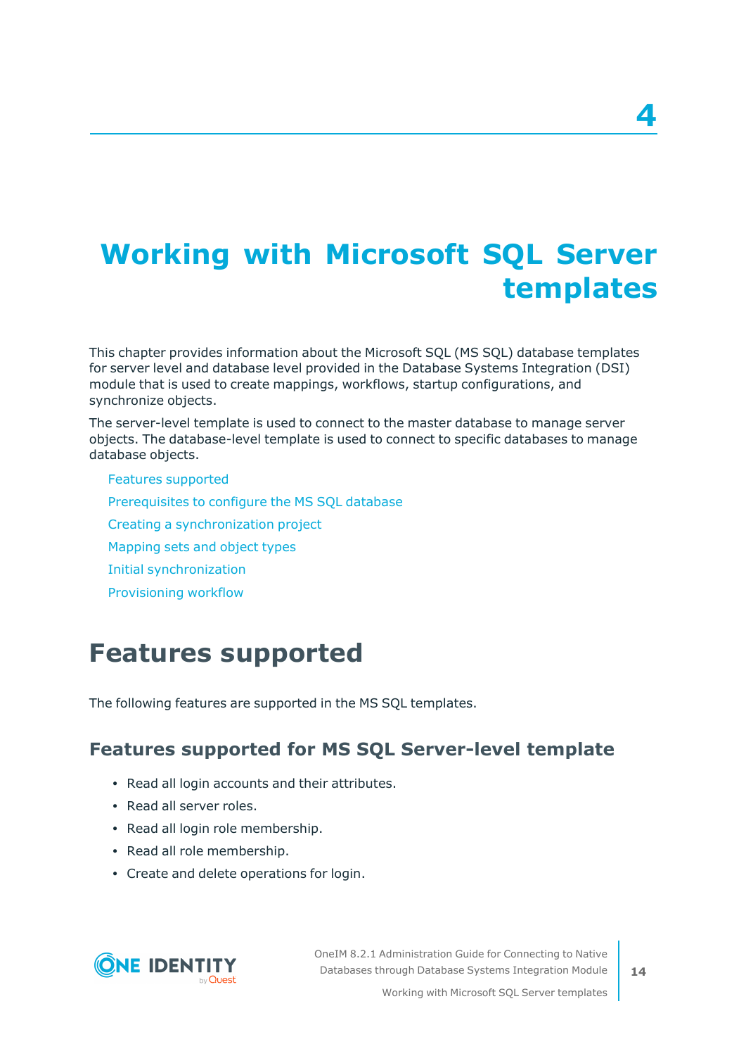# 4

# Working with Microsoft SQL Server templates

This chapter provides information about the Microsoft SQL (MS SQL) database templates for server level and database level provided in the Database Systems Integration (DSI) module that is used to create mappings, workflows, startup configurations, and synchronize objects.

The server-level template is used to connect to the master database to manage server objects. The database-level template is used to connect to specific databases to manage database objects.

- Features supported
- Prerequisites to configure the MS SQL database
- Creating a synchronization project
- Mapping sets and object types
- Initial synchronization
- Provisioning workflow

## Features supported

The following features are supported in the MS SQL templates.

### Features supported for MS SQL Server-level template

- Read all login accounts and their attributes.
- Read all server roles.
- Read all login role membership.
- Read all role membership.
- Create and delete operations for login.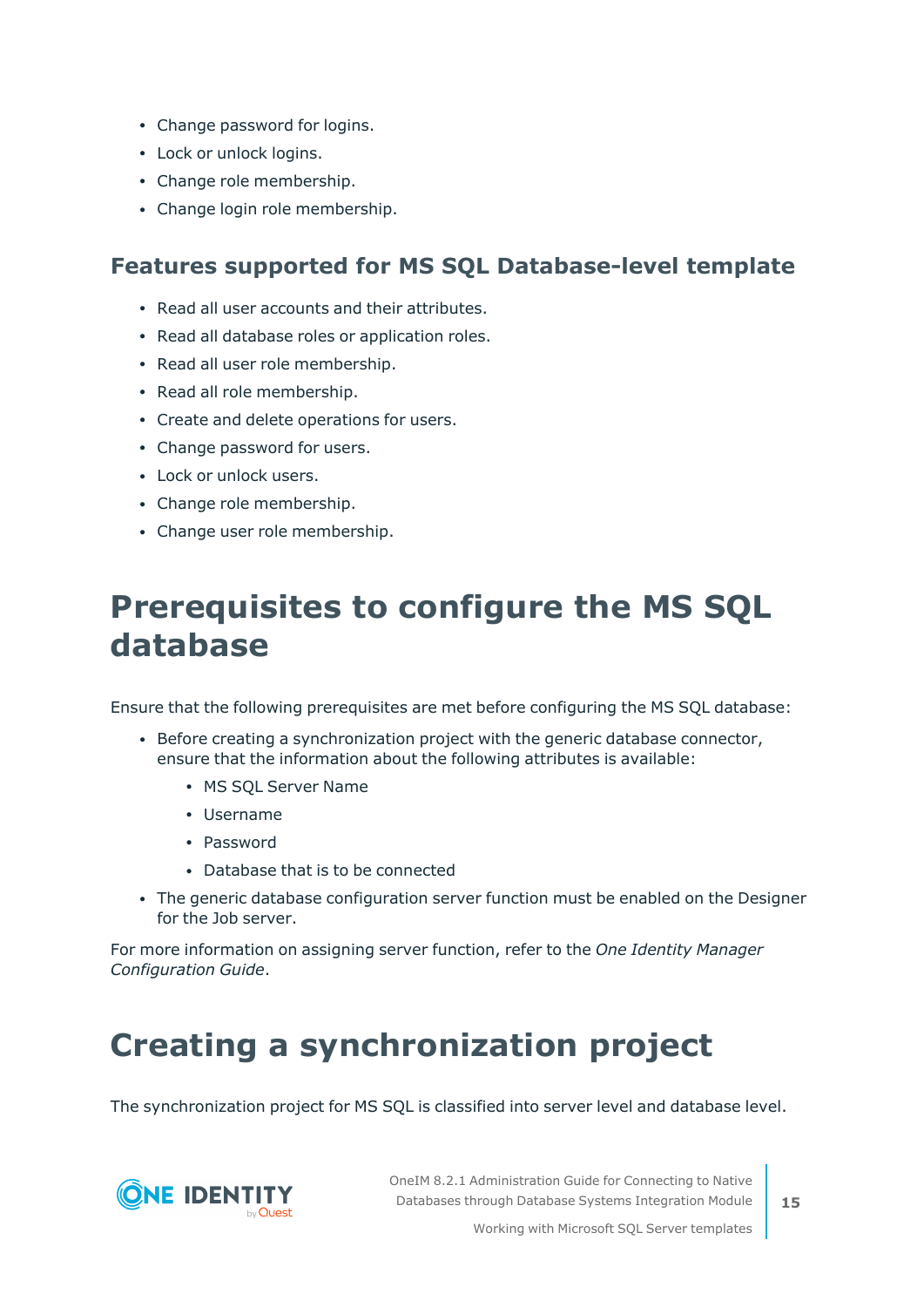- Change password for logins.
- Lock or unlock logins.
- Change role membership.
- Change login role membership.

### Features supported for MS SQL Database-level template

- Read all user accounts and their attributes.
- Read all database roles or application roles.
- Read all user role membership.
- Read all role membership.
- Create and delete operations for users.
- Change password for users.
- Lock or unlock users.
- Change role membership.
- Change user role membership.

## Prerequisites to configure the MS SQL database

Ensure that the following prerequisites are met before configuring the MS SQL database:

- Before creating a synchronization project with the generic database connector, ensure that the information about the following attributes is available:
  - MS SQL Server Name
  - Username
  - Password
  - Database that is to be connected
- The generic database configuration server function must be enabled on the Designer for the Job server.

For more information on assigning server function, refer to the *One Identity Manager Configuration Guide*.

## Creating a synchronization project

The synchronization project for MS SQL is classified into server level and database level.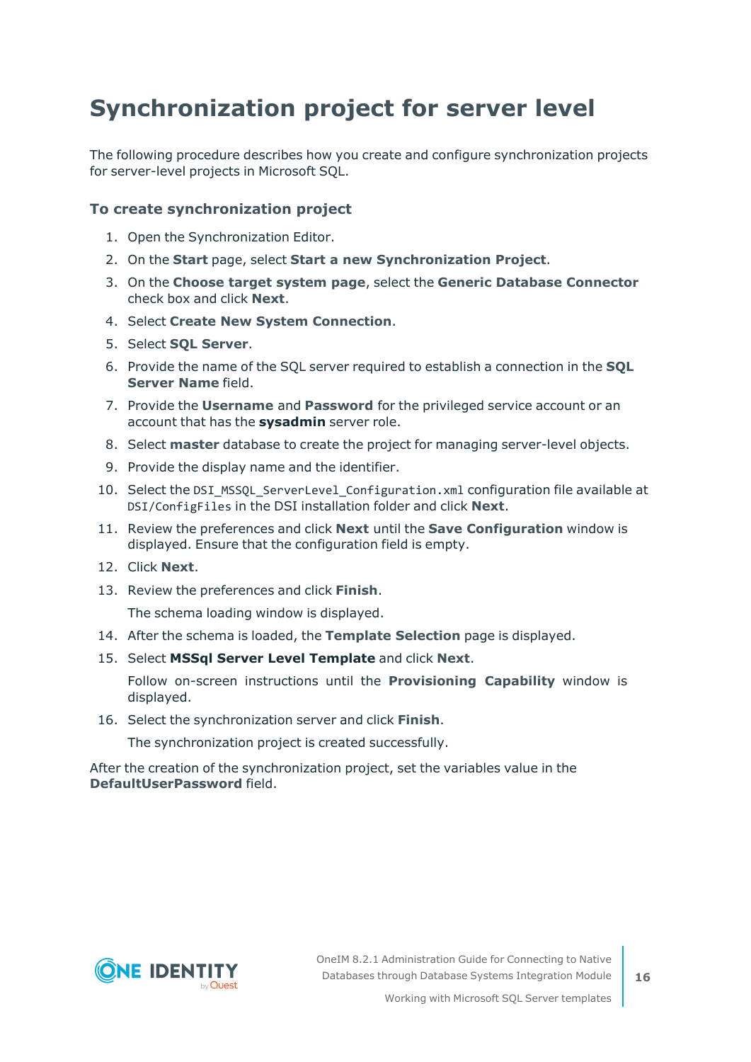# Synchronization project for server level

The following procedure describes how you create and configure synchronization projects for server-level projects in Microsoft SQL.

### To create synchronization project

1. Open the Synchronization Editor.
2. On the **Start** page, select **Start a new Synchronization Project**.
3. On the **Choose target system page**, select the **Generic Database Connector** check box and click **Next**.
4. Select **Create New System Connection**.
5. Select **SQL Server**.
6. Provide the name of the SQL server required to establish a connection in the **SQL Server Name** field.
7. Provide the **Username** and **Password** for the privileged service account or an account that has the **sysadmin** server role.
8. Select **master** database to create the project for managing server-level objects.
9. Provide the display name and the identifier.
10. Select the `DSI_MSSQL_ServerLevel_Configuration.xml` configuration file available at `DSI/ConfigFiles` in the DSI installation folder and click **Next**.
11. Review the preferences and click **Next** until the **Save Configuration** window is displayed. Ensure that the configuration field is empty.
12. Click **Next**.
13. Review the preferences and click **Finish**.

    The schema loading window is displayed.
14. After the schema is loaded, the **Template Selection** page is displayed.
15. Select **MSSql Server Level Template** and click **Next**.

    Follow on-screen instructions until the **Provisioning Capability** window is displayed.
16. Select the synchronization server and click **Finish**.

    The synchronization project is created successfully.

After the creation of the synchronization project, set the variables value in the **DefaultUserPassword** field.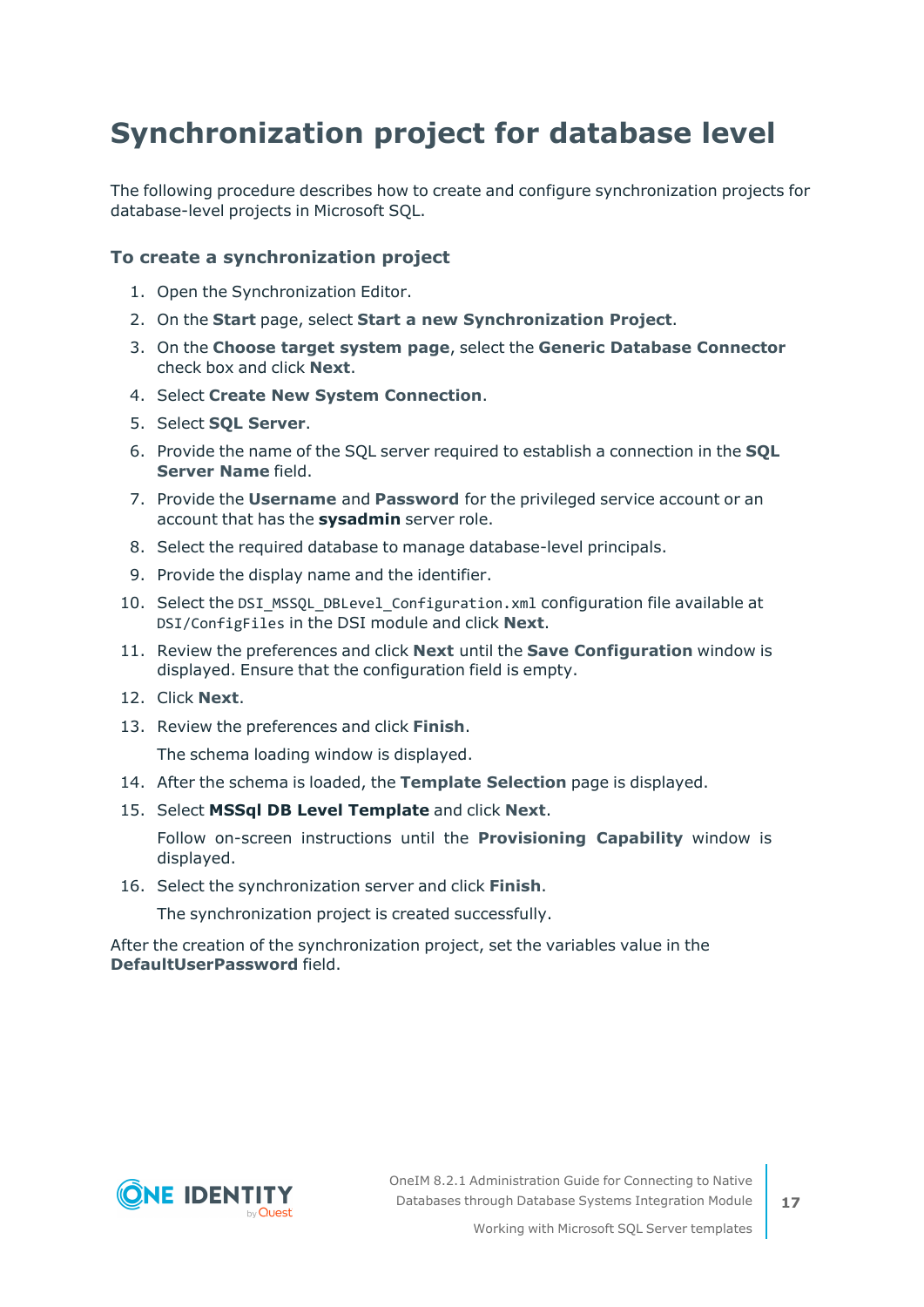# Synchronization project for database level

The following procedure describes how to create and configure synchronization projects for database-level projects in Microsoft SQL.

### To create a synchronization project

1. Open the Synchronization Editor.
2. On the **Start** page, select **Start a new Synchronization Project**.
3. On the **Choose target system page**, select the **Generic Database Connector** check box and click **Next**.
4. Select **Create New System Connection**.
5. Select **SQL Server**.
6. Provide the name of the SQL server required to establish a connection in the **SQL Server Name** field.
7. Provide the **Username** and **Password** for the privileged service account or an account that has the **sysadmin** server role.
8. Select the required database to manage database-level principals.
9. Provide the display name and the identifier.
10. Select the `DSI_MSSQL_DBLevel_Configuration.xml` configuration file available at `DSI/ConfigFiles` in the DSI module and click **Next**.
11. Review the preferences and click **Next** until the **Save Configuration** window is displayed. Ensure that the configuration field is empty.
12. Click **Next**.
13. Review the preferences and click **Finish**.

    The schema loading window is displayed.
14. After the schema is loaded, the **Template Selection** page is displayed.
15. Select **MSSql DB Level Template** and click **Next**.

    Follow on-screen instructions until the **Provisioning Capability** window is displayed.
16. Select the synchronization server and click **Finish**.

    The synchronization project is created successfully.

After the creation of the synchronization project, set the variables value in the **DefaultUserPassword** field.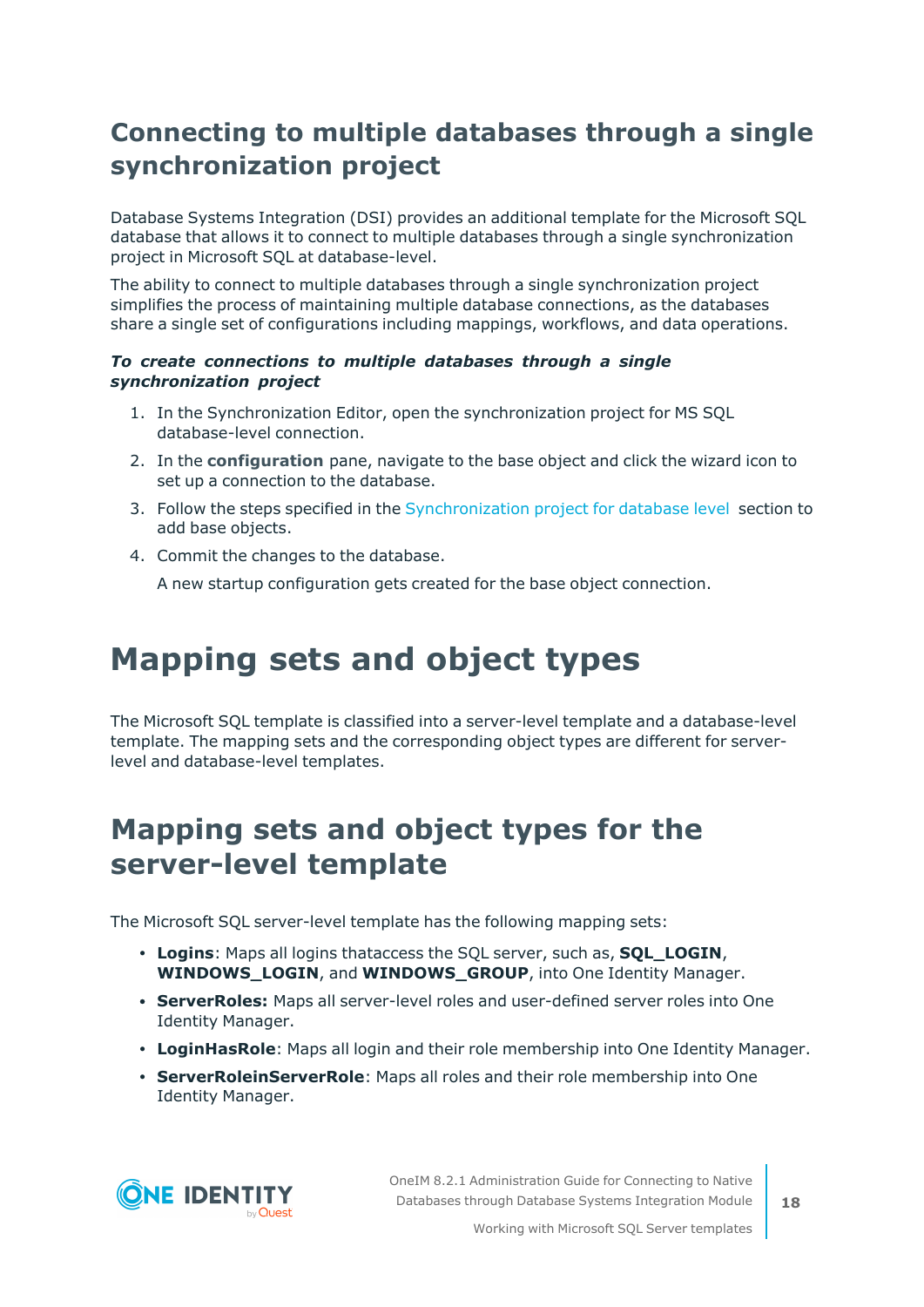## Connecting to multiple databases through a single synchronization project

Database Systems Integration (DSI) provides an additional template for the Microsoft SQL database that allows it to connect to multiple databases through a single synchronization project in Microsoft SQL at database-level.

The ability to connect to multiple databases through a single synchronization project simplifies the process of maintaining multiple database connections, as the databases share a single set of configurations including mappings, workflows, and data operations.

***To create connections to multiple databases through a single synchronization project***

1. In the Synchronization Editor, open the synchronization project for MS SQL database-level connection.
2. In the **configuration** pane, navigate to the base object and click the wizard icon to set up a connection to the database.
3. Follow the steps specified in the Synchronization project for database level section to add base objects.
4. Commit the changes to the database.

   A new startup configuration gets created for the base object connection.

# Mapping sets and object types

The Microsoft SQL template is classified into a server-level template and a database-level template. The mapping sets and the corresponding object types are different for server-level and database-level templates.

## Mapping sets and object types for the server-level template

The Microsoft SQL server-level template has the following mapping sets:

- **Logins**: Maps all logins thataccess the SQL server, such as, **SQL_LOGIN**, **WINDOWS_LOGIN**, and **WINDOWS_GROUP**, into One Identity Manager.
- **ServerRoles:** Maps all server-level roles and user-defined server roles into One Identity Manager.
- **LoginHasRole**: Maps all login and their role membership into One Identity Manager.
- **ServerRoleinServerRole**: Maps all roles and their role membership into One Identity Manager.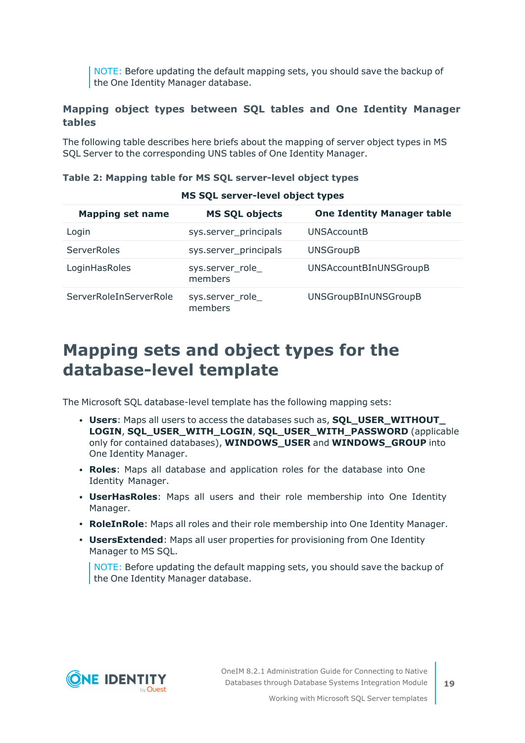NOTE: Before updating the default mapping sets, you should save the backup of the One Identity Manager database.

### Mapping object types between SQL tables and One Identity Manager tables

The following table describes here briefs about the mapping of server object types in MS SQL Server to the corresponding UNS tables of One Identity Manager.

**Table 2: Mapping table for MS SQL server-level object types**

| MS SQL server-level object types | | |
|---|---|---|
| **Mapping set name** | **MS SQL objects** | **One Identity Manager table** |
| Login | sys.server_principals | UNSAccountB |
| ServerRoles | sys.server_principals | UNSGroupB |
| LoginHasRoles | sys.server_role_members | UNSAccountBInUNSGroupB |
| ServerRoleInServerRole | sys.server_role_members | UNSGroupBInUNSGroupB |

# Mapping sets and object types for the database-level template

The Microsoft SQL database-level template has the following mapping sets:

- **Users**: Maps all users to access the databases such as, **SQL_USER_WITHOUT_LOGIN**, **SQL_USER_WITH_LOGIN**, **SQL_USER_WITH_PASSWORD** (applicable only for contained databases), **WINDOWS_USER** and **WINDOWS_GROUP** into One Identity Manager.
- **Roles**: Maps all database and application roles for the database into One Identity Manager.
- **UserHasRoles**: Maps all users and their role membership into One Identity Manager.
- **RoleInRole**: Maps all roles and their role membership into One Identity Manager.
- **UsersExtended**: Maps all user properties for provisioning from One Identity Manager to MS SQL.

  NOTE: Before updating the default mapping sets, you should save the backup of the One Identity Manager database.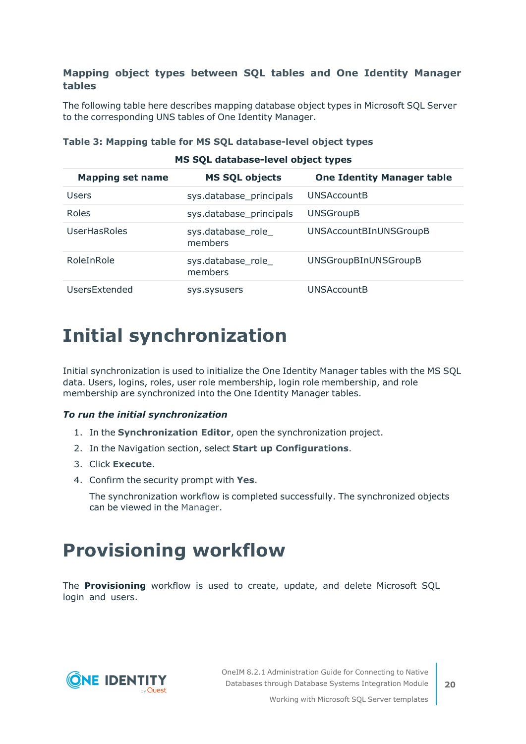### Mapping object types between SQL tables and One Identity Manager tables

The following table here describes mapping database object types in Microsoft SQL Server to the corresponding UNS tables of One Identity Manager.

**Table 3: Mapping table for MS SQL database-level object types**

| MS SQL database-level object types | | |
|---|---|---|
| **Mapping set name** | **MS SQL objects** | **One Identity Manager table** |
| Users | sys.database_principals | UNSAccountB |
| Roles | sys.database_principals | UNSGroupB |
| UserHasRoles | sys.database_role_members | UNSAccountBInUNSGroupB |
| RoleInRole | sys.database_role_members | UNSGroupBInUNSGroupB |
| UsersExtended | sys.sysusers | UNSAccountB |

# Initial synchronization

Initial synchronization is used to initialize the One Identity Manager tables with the MS SQL data. Users, logins, roles, user role membership, login role membership, and role membership are synchronized into the One Identity Manager tables.

***To run the initial synchronization***

1. In the **Synchronization Editor**, open the synchronization project.
2. In the Navigation section, select **Start up Configurations**.
3. Click **Execute**.
4. Confirm the security prompt with **Yes**.

   The synchronization workflow is completed successfully. The synchronized objects can be viewed in the Manager.

# Provisioning workflow

The **Provisioning** workflow is used to create, update, and delete Microsoft SQL login and users.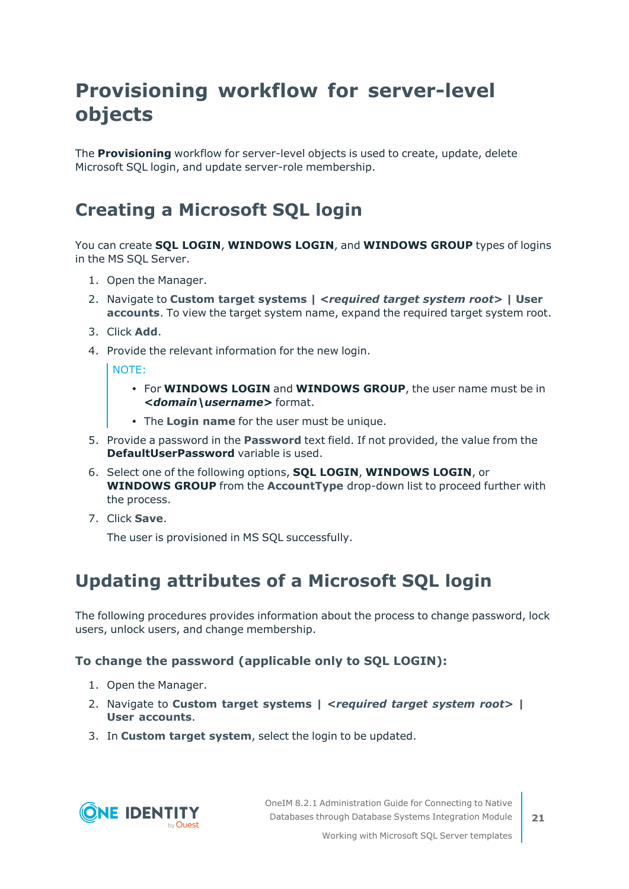# Provisioning workflow for server-level objects

The **Provisioning** workflow for server-level objects is used to create, update, delete Microsoft SQL login, and update server-role membership.

## Creating a Microsoft SQL login

You can create **SQL LOGIN**, **WINDOWS LOGIN**, and **WINDOWS GROUP** types of logins in the MS SQL Server.

1. Open the Manager.
2. Navigate to **Custom target systems |** ***<required target system root>*** **| User accounts**. To view the target system name, expand the required target system root.
3. Click **Add**.
4. Provide the relevant information for the new login.

   > NOTE:
   >
   > - For **WINDOWS LOGIN** and **WINDOWS GROUP**, the user name must be in ***<domain\username>*** format.
   > - The **Login name** for the user must be unique.

5. Provide a password in the **Password** text field. If not provided, the value from the **DefaultUserPassword** variable is used.
6. Select one of the following options, **SQL LOGIN**, **WINDOWS LOGIN**, or **WINDOWS GROUP** from the **AccountType** drop-down list to proceed further with the process.
7. Click **Save**.

   The user is provisioned in MS SQL successfully.

## Updating attributes of a Microsoft SQL login

The following procedures provides information about the process to change password, lock users, unlock users, and change membership.

### To change the password (applicable only to SQL LOGIN):

1. Open the Manager.
2. Navigate to **Custom target systems |** ***<required target system root>*** **| User accounts**.
3. In **Custom target system**, select the login to be updated.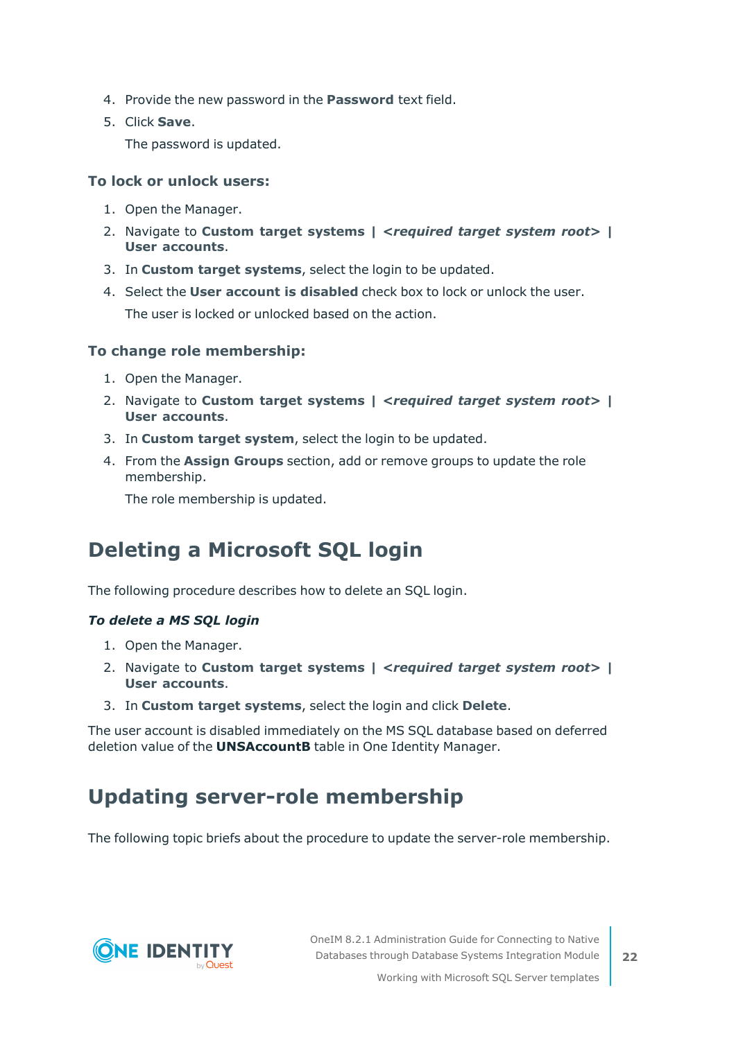4. Provide the new password in the **Password** text field.
5. Click **Save**.

   The password is updated.

### To lock or unlock users:

1. Open the Manager.
2. Navigate to **Custom target systems | *<required target system root>* | User accounts**.
3. In **Custom target systems**, select the login to be updated.
4. Select the **User account is disabled** check box to lock or unlock the user.

   The user is locked or unlocked based on the action.

### To change role membership:

1. Open the Manager.
2. Navigate to **Custom target systems | *<required target system root>* | User accounts**.
3. In **Custom target system**, select the login to be updated.
4. From the **Assign Groups** section, add or remove groups to update the role membership.

   The role membership is updated.

## Deleting a Microsoft SQL login

The following procedure describes how to delete an SQL login.

***To delete a MS SQL login***

1. Open the Manager.
2. Navigate to **Custom target systems | *<required target system root>* | User accounts**.
3. In **Custom target systems**, select the login and click **Delete**.

The user account is disabled immediately on the MS SQL database based on deferred deletion value of the **UNSAccountB** table in One Identity Manager.

## Updating server-role membership

The following topic briefs about the procedure to update the server-role membership.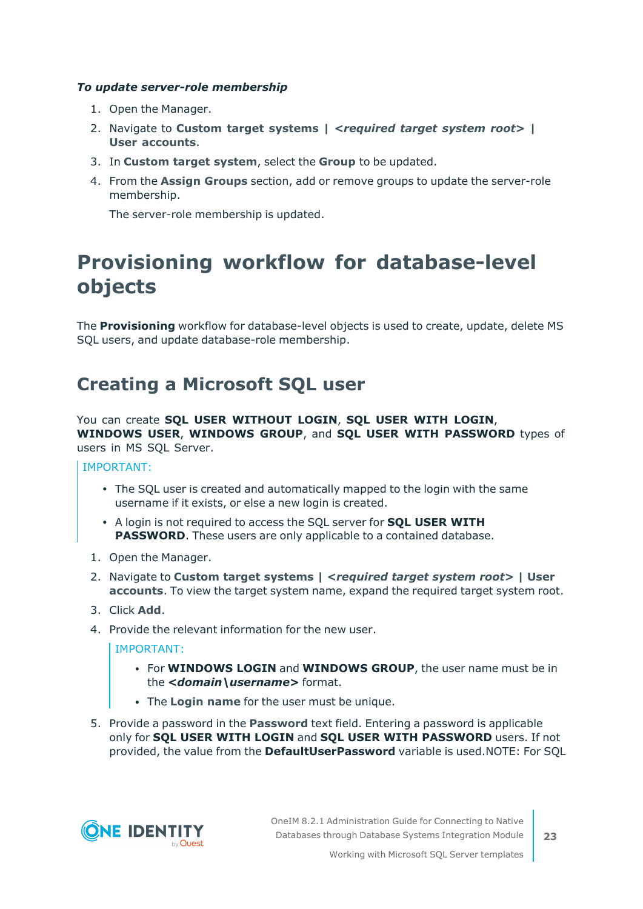***To update server-role membership***

1. Open the Manager.
2. Navigate to **Custom target systems | *<required target system root>* | User accounts**.
3. In **Custom target system**, select the **Group** to be updated.
4. From the **Assign Groups** section, add or remove groups to update the server-role membership.

   The server-role membership is updated.

# Provisioning workflow for database-level objects

The **Provisioning** workflow for database-level objects is used to create, update, delete MS SQL users, and update database-role membership.

## Creating a Microsoft SQL user

You can create **SQL USER WITHOUT LOGIN**, **SQL USER WITH LOGIN**, **WINDOWS USER**, **WINDOWS GROUP**, and **SQL USER WITH PASSWORD** types of users in MS SQL Server.

IMPORTANT:

- The SQL user is created and automatically mapped to the login with the same username if it exists, or else a new login is created.
- A login is not required to access the SQL server for **SQL USER WITH PASSWORD**. These users are only applicable to a contained database.

1. Open the Manager.
2. Navigate to **Custom target systems | *<required target system root>* | User accounts**. To view the target system name, expand the required target system root.
3. Click **Add**.
4. Provide the relevant information for the new user.

   IMPORTANT:

   - For **WINDOWS LOGIN** and **WINDOWS GROUP**, the user name must be in the ***<domain\username>*** format.
   - The **Login name** for the user must be unique.

5. Provide a password in the **Password** text field. Entering a password is applicable only for **SQL USER WITH LOGIN** and **SQL USER WITH PASSWORD** users. If not provided, the value from the **DefaultUserPassword** variable is used.NOTE: For SQL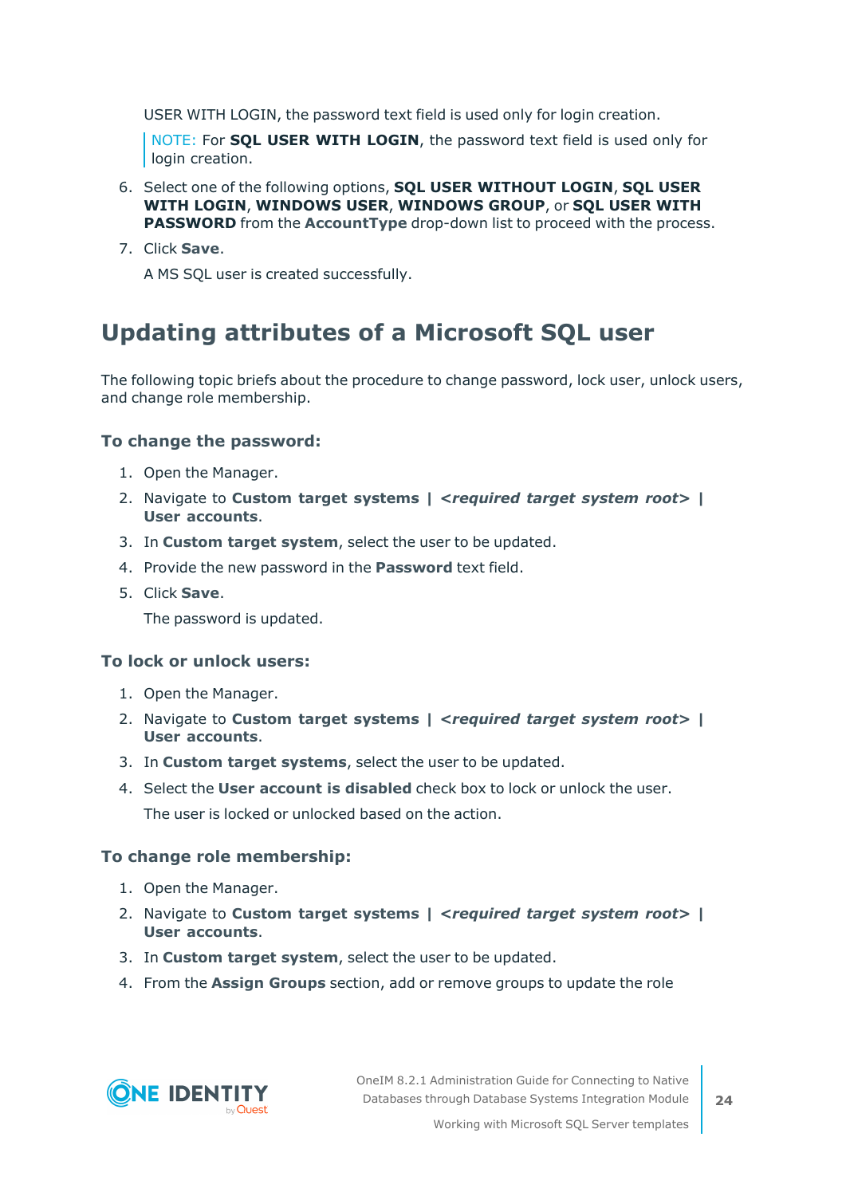USER WITH LOGIN, the password text field is used only for login creation.

> NOTE: For **SQL USER WITH LOGIN**, the password text field is used only for login creation.

6. Select one of the following options, **SQL USER WITHOUT LOGIN**, **SQL USER WITH LOGIN**, **WINDOWS USER**, **WINDOWS GROUP**, or **SQL USER WITH PASSWORD** from the **AccountType** drop-down list to proceed with the process.
7. Click **Save**.

   A MS SQL user is created successfully.

## Updating attributes of a Microsoft SQL user

The following topic briefs about the procedure to change password, lock user, unlock users, and change role membership.

### To change the password:

1. Open the Manager.
2. Navigate to **Custom target systems | *<required target system root>* | User accounts**.
3. In **Custom target system**, select the user to be updated.
4. Provide the new password in the **Password** text field.
5. Click **Save**.

   The password is updated.

### To lock or unlock users:

1. Open the Manager.
2. Navigate to **Custom target systems | *<required target system root>* | User accounts**.
3. In **Custom target systems**, select the user to be updated.
4. Select the **User account is disabled** check box to lock or unlock the user.

   The user is locked or unlocked based on the action.

### To change role membership:

1. Open the Manager.
2. Navigate to **Custom target systems | *<required target system root>* | User accounts**.
3. In **Custom target system**, select the user to be updated.
4. From the **Assign Groups** section, add or remove groups to update the role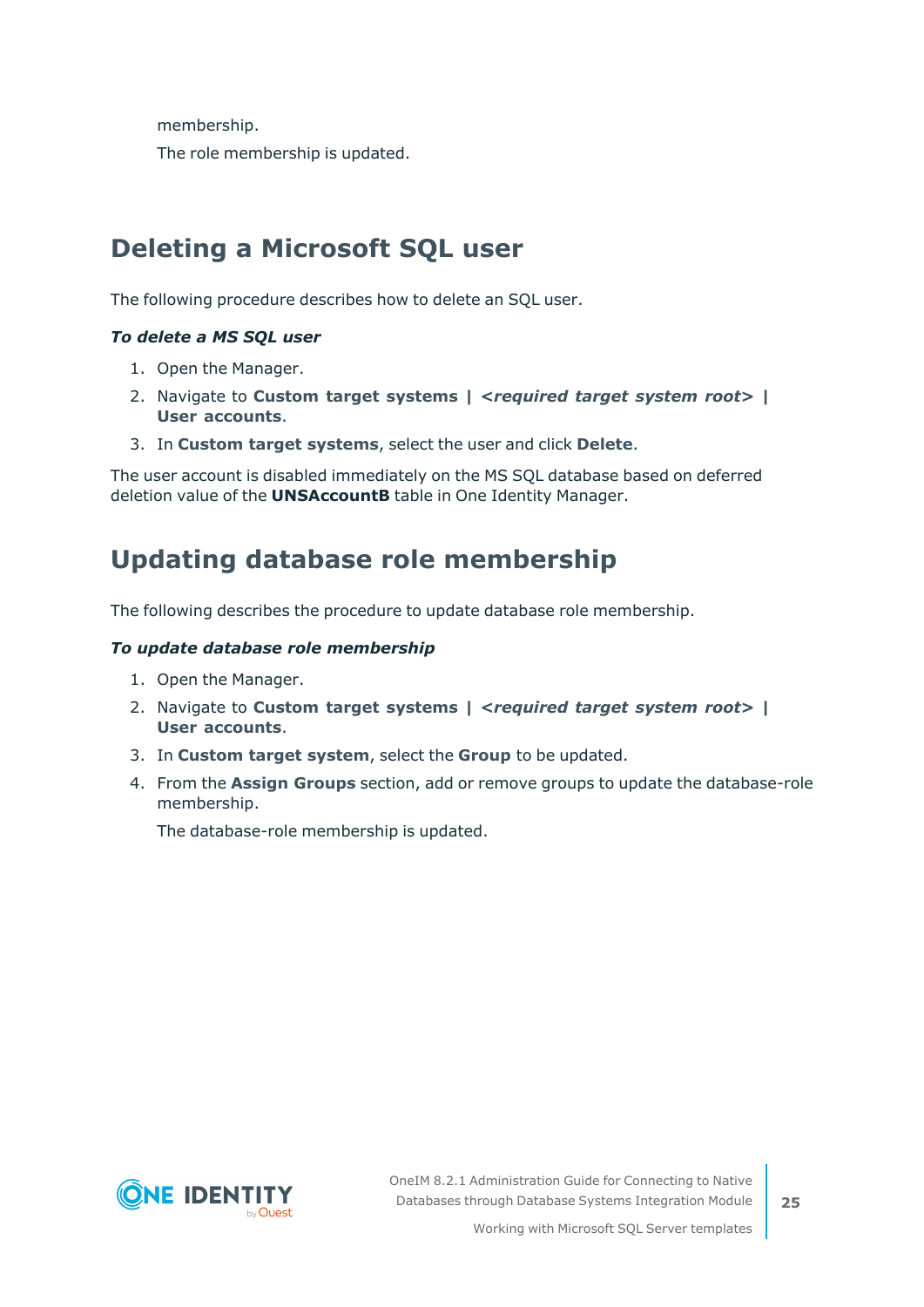membership.

The role membership is updated.

## Deleting a Microsoft SQL user

The following procedure describes how to delete an SQL user.

***To delete a MS SQL user***

1. Open the Manager.
2. Navigate to **Custom target systems | *<required target system root>* | User accounts**.
3. In **Custom target systems**, select the user and click **Delete**.

The user account is disabled immediately on the MS SQL database based on deferred deletion value of the **UNSAccountB** table in One Identity Manager.

## Updating database role membership

The following describes the procedure to update database role membership.

***To update database role membership***

1. Open the Manager.
2. Navigate to **Custom target systems | *<required target system root>* | User accounts**.
3. In **Custom target system**, select the **Group** to be updated.
4. From the **Assign Groups** section, add or remove groups to update the database-role membership.

   The database-role membership is updated.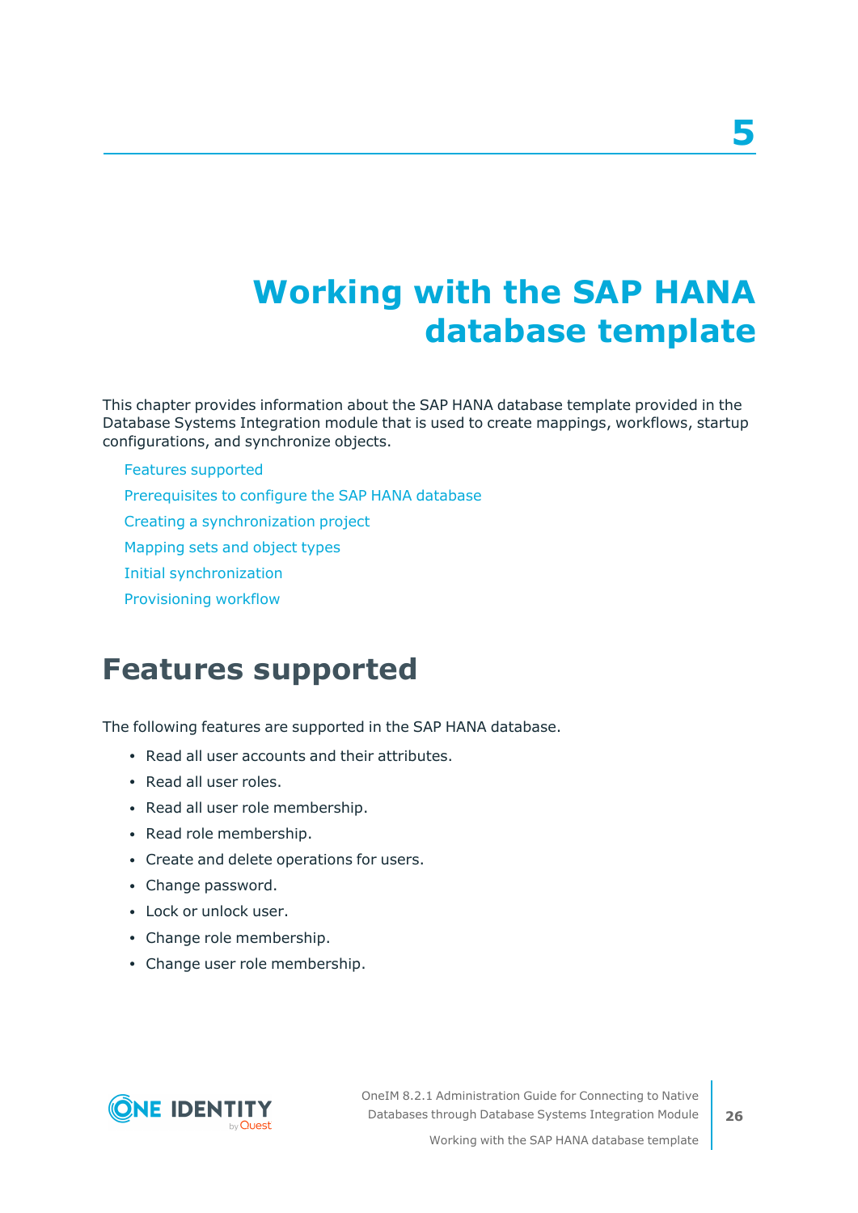# 5 Working with the SAP HANA database template

This chapter provides information about the SAP HANA database template provided in the Database Systems Integration module that is used to create mappings, workflows, startup configurations, and synchronize objects.

- Features supported
- Prerequisites to configure the SAP HANA database
- Creating a synchronization project
- Mapping sets and object types
- Initial synchronization
- Provisioning workflow

## Features supported

The following features are supported in the SAP HANA database.

- Read all user accounts and their attributes.
- Read all user roles.
- Read all user role membership.
- Read role membership.
- Create and delete operations for users.
- Change password.
- Lock or unlock user.
- Change role membership.
- Change user role membership.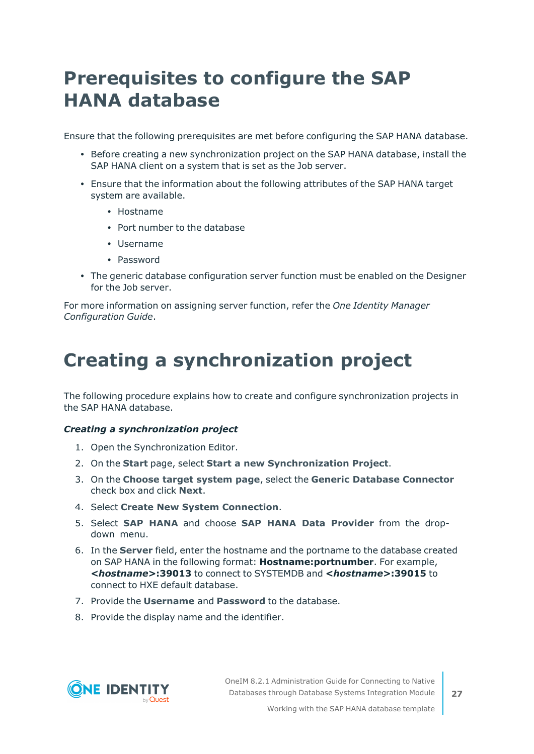# Prerequisites to configure the SAP HANA database

Ensure that the following prerequisites are met before configuring the SAP HANA database.

- Before creating a new synchronization project on the SAP HANA database, install the SAP HANA client on a system that is set as the Job server.
- Ensure that the information about the following attributes of the SAP HANA target system are available.
  - Hostname
  - Port number to the database
  - Username
  - Password
- The generic database configuration server function must be enabled on the Designer for the Job server.

For more information on assigning server function, refer the *One Identity Manager Configuration Guide*.

# Creating a synchronization project

The following procedure explains how to create and configure synchronization projects in the SAP HANA database.

***Creating a synchronization project***

1. Open the Synchronization Editor.
2. On the **Start** page, select **Start a new Synchronization Project**.
3. On the **Choose target system page**, select the **Generic Database Connector** check box and click **Next**.
4. Select **Create New System Connection**.
5. Select **SAP HANA** and choose **SAP HANA Data Provider** from the drop-down menu.
6. In the **Server** field, enter the hostname and the portname to the database created on SAP HANA in the following format: **Hostname:portnumber**. For example, ***<hostname>*:39013** to connect to SYSTEMDB and ***<hostname>*:39015** to connect to HXE default database.
7. Provide the **Username** and **Password** to the database.
8. Provide the display name and the identifier.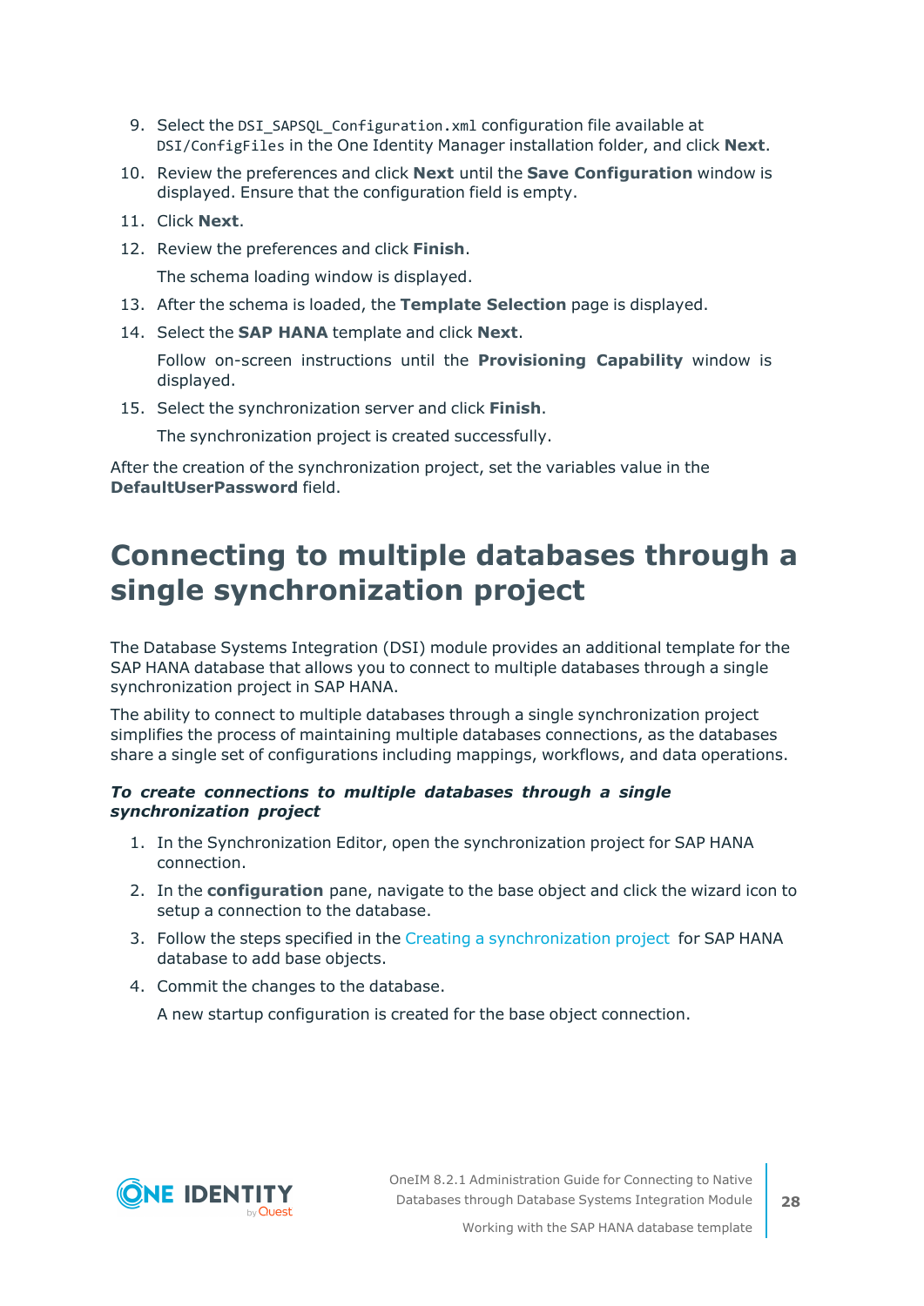9. Select the `DSI_SAPSQL_Configuration.xml` configuration file available at `DSI/ConfigFiles` in the One Identity Manager installation folder, and click **Next**.
10. Review the preferences and click **Next** until the **Save Configuration** window is displayed. Ensure that the configuration field is empty.
11. Click **Next**.
12. Review the preferences and click **Finish**.

    The schema loading window is displayed.
13. After the schema is loaded, the **Template Selection** page is displayed.
14. Select the **SAP HANA** template and click **Next**.

    Follow on-screen instructions until the **Provisioning Capability** window is displayed.
15. Select the synchronization server and click **Finish**.

    The synchronization project is created successfully.

After the creation of the synchronization project, set the variables value in the **DefaultUserPassword** field.

# Connecting to multiple databases through a single synchronization project

The Database Systems Integration (DSI) module provides an additional template for the SAP HANA database that allows you to connect to multiple databases through a single synchronization project in SAP HANA.

The ability to connect to multiple databases through a single synchronization project simplifies the process of maintaining multiple databases connections, as the databases share a single set of configurations including mappings, workflows, and data operations.

***To create connections to multiple databases through a single synchronization project***

1. In the Synchronization Editor, open the synchronization project for SAP HANA connection.
2. In the **configuration** pane, navigate to the base object and click the wizard icon to setup a connection to the database.
3. Follow the steps specified in the Creating a synchronization project for SAP HANA database to add base objects.
4. Commit the changes to the database.

   A new startup configuration is created for the base object connection.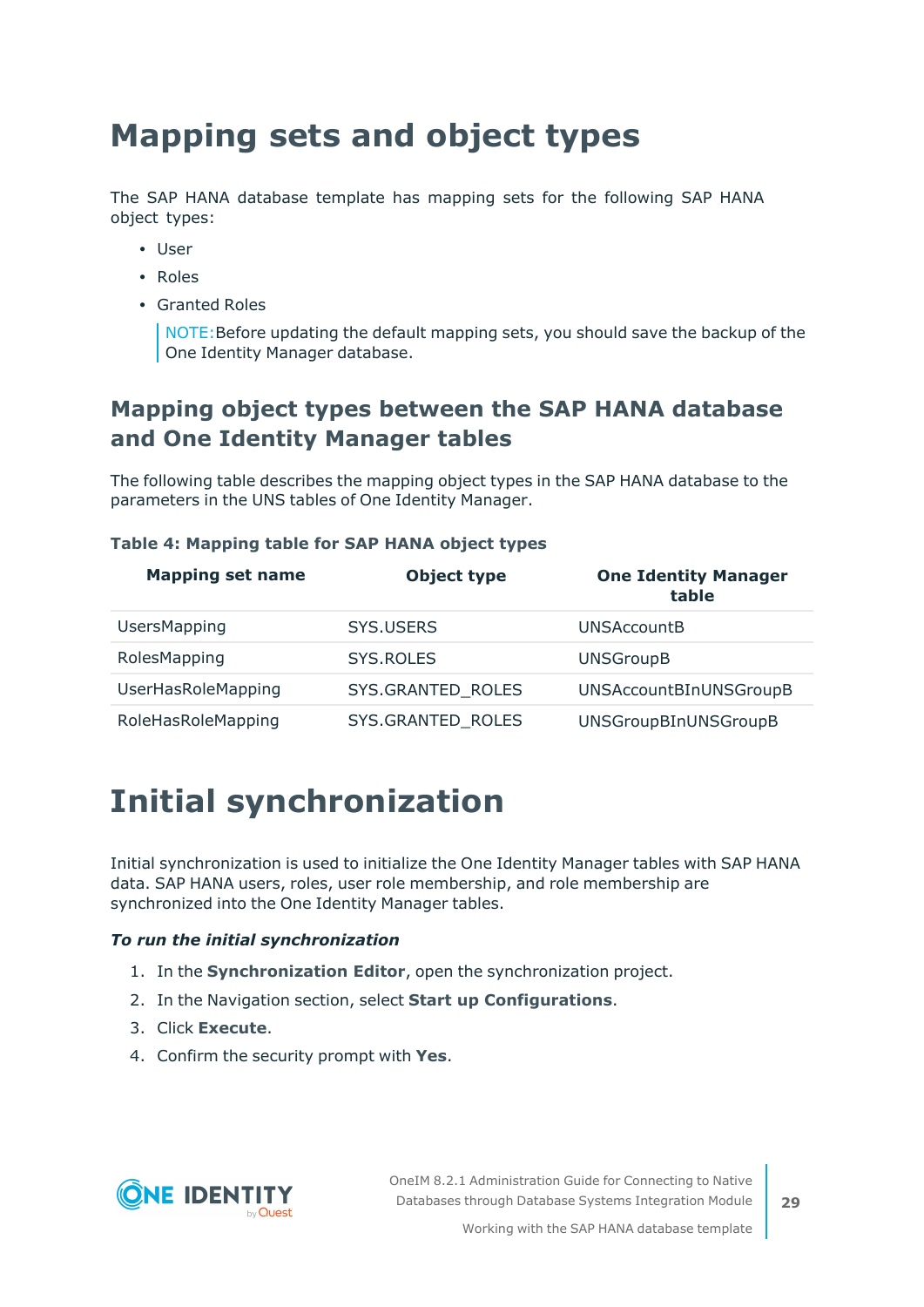# Mapping sets and object types

The SAP HANA database template has mapping sets for the following SAP HANA object types:

- User
- Roles
- Granted Roles

> NOTE: Before updating the default mapping sets, you should save the backup of the One Identity Manager database.

## Mapping object types between the SAP HANA database and One Identity Manager tables

The following table describes the mapping object types in the SAP HANA database to the parameters in the UNS tables of One Identity Manager.

**Table 4: Mapping table for SAP HANA object types**

| Mapping set name | Object type | One Identity Manager table |
|---|---|---|
| UsersMapping | SYS.USERS | UNSAccountB |
| RolesMapping | SYS.ROLES | UNSGroupB |
| UserHasRoleMapping | SYS.GRANTED_ROLES | UNSAccountBInUNSGroupB |
| RoleHasRoleMapping | SYS.GRANTED_ROLES | UNSGroupBInUNSGroupB |

# Initial synchronization

Initial synchronization is used to initialize the One Identity Manager tables with SAP HANA data. SAP HANA users, roles, user role membership, and role membership are synchronized into the One Identity Manager tables.

***To run the initial synchronization***

1. In the **Synchronization Editor**, open the synchronization project.
2. In the Navigation section, select **Start up Configurations**.
3. Click **Execute**.
4. Confirm the security prompt with **Yes**.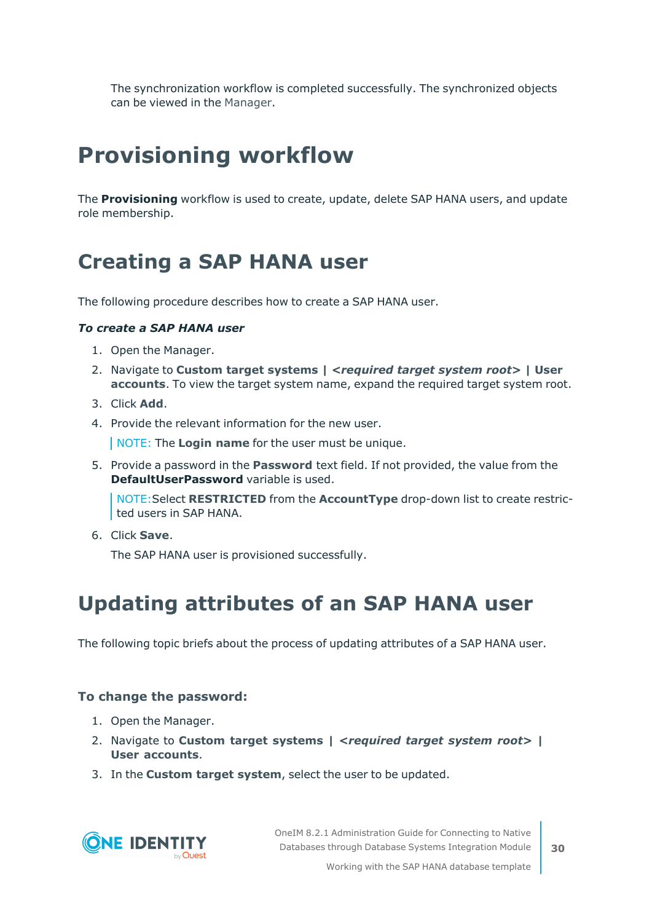The synchronization workflow is completed successfully. The synchronized objects can be viewed in the Manager.

# Provisioning workflow

The **Provisioning** workflow is used to create, update, delete SAP HANA users, and update role membership.

## Creating a SAP HANA user

The following procedure describes how to create a SAP HANA user.

***To create a SAP HANA user***

1. Open the Manager.
2. Navigate to **Custom target systems |** ***<required target system root>*** **| User accounts**. To view the target system name, expand the required target system root.
3. Click **Add**.
4. Provide the relevant information for the new user.

   NOTE: The **Login name** for the user must be unique.

5. Provide a password in the **Password** text field. If not provided, the value from the **DefaultUserPassword** variable is used.

   NOTE:Select **RESTRICTED** from the **AccountType** drop-down list to create restricted users in SAP HANA.

6. Click **Save**.

   The SAP HANA user is provisioned successfully.

## Updating attributes of an SAP HANA user

The following topic briefs about the process of updating attributes of a SAP HANA user.

### To change the password:

1. Open the Manager.
2. Navigate to **Custom target systems |** ***<required target system root>*** **| User accounts**.
3. In the **Custom target system**, select the user to be updated.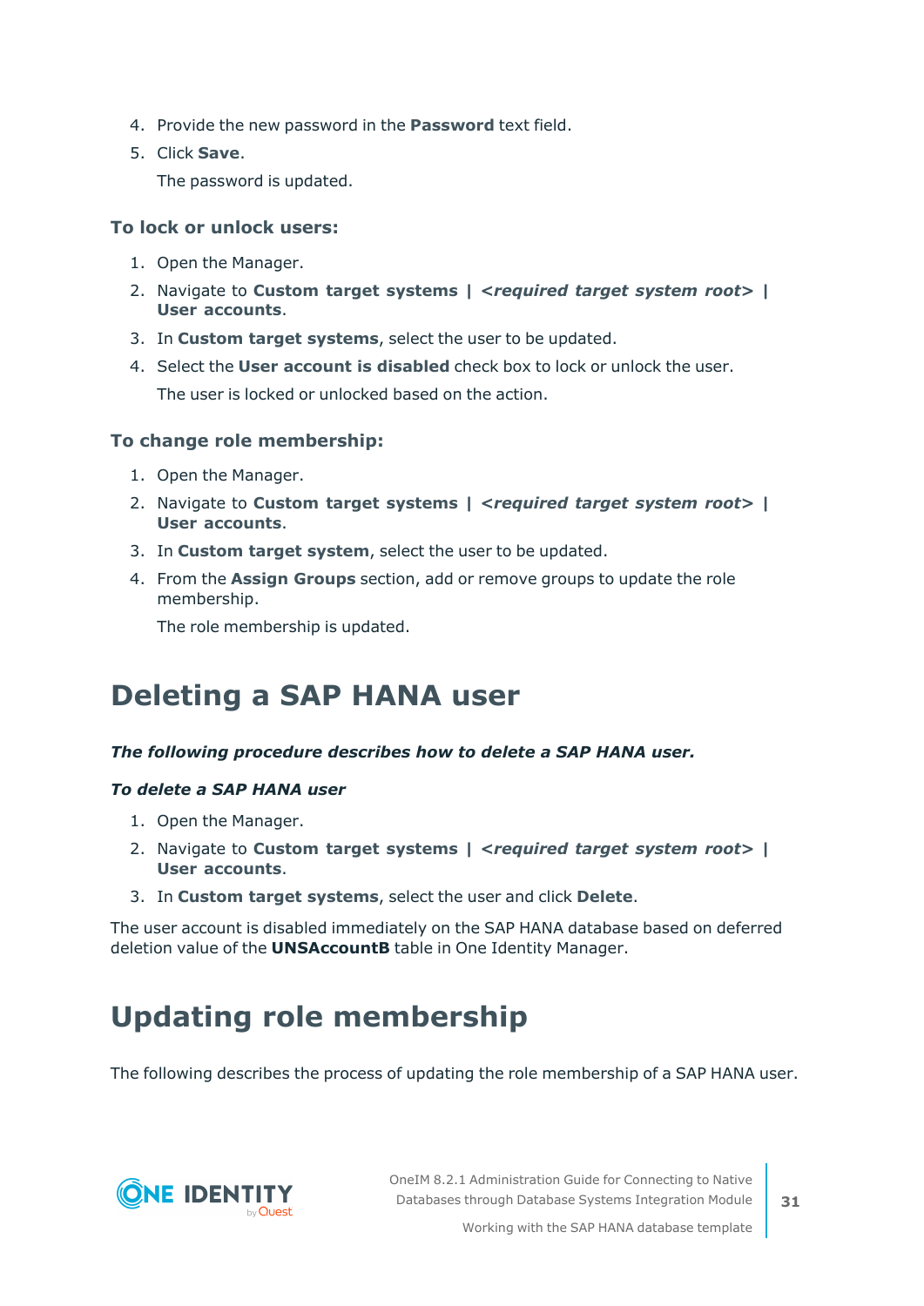4. Provide the new password in the **Password** text field.
5. Click **Save**.

   The password is updated.

### To lock or unlock users:

1. Open the Manager.
2. Navigate to **Custom target systems | *<required target system root>* | User accounts**.
3. In **Custom target systems**, select the user to be updated.
4. Select the **User account is disabled** check box to lock or unlock the user.

   The user is locked or unlocked based on the action.

### To change role membership:

1. Open the Manager.
2. Navigate to **Custom target systems | *<required target system root>* | User accounts**.
3. In **Custom target system**, select the user to be updated.
4. From the **Assign Groups** section, add or remove groups to update the role membership.

   The role membership is updated.

# Deleting a SAP HANA user

***The following procedure describes how to delete a SAP HANA user.***

***To delete a SAP HANA user***

1. Open the Manager.
2. Navigate to **Custom target systems | *<required target system root>* | User accounts**.
3. In **Custom target systems**, select the user and click **Delete**.

The user account is disabled immediately on the SAP HANA database based on deferred deletion value of the **UNSAccountB** table in One Identity Manager.

# Updating role membership

The following describes the process of updating the role membership of a SAP HANA user.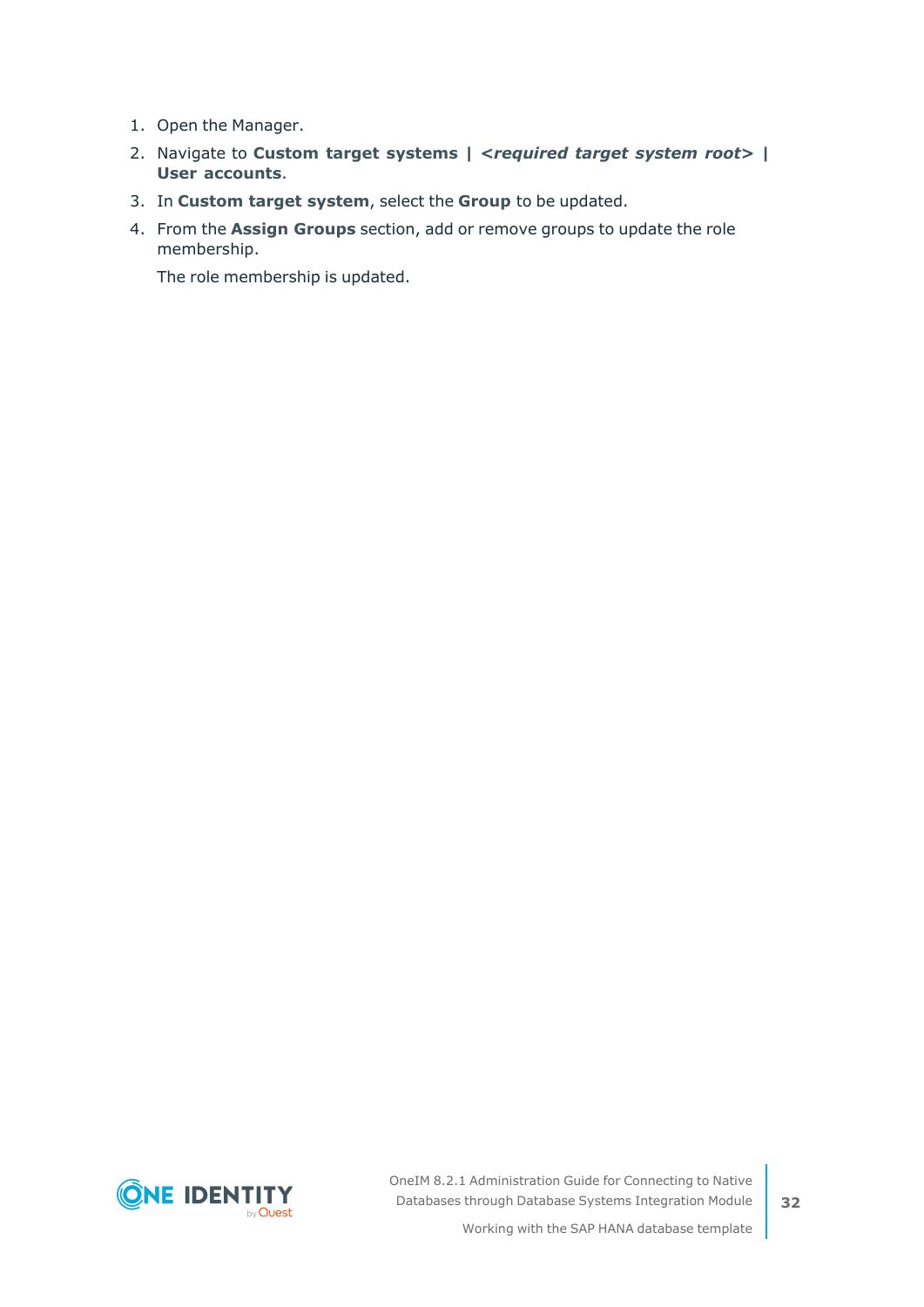1. Open the Manager.
2. Navigate to **Custom target systems | *<required target system root>* | User accounts**.
3. In **Custom target system**, select the **Group** to be updated.
4. From the **Assign Groups** section, add or remove groups to update the role membership.

   The role membership is updated.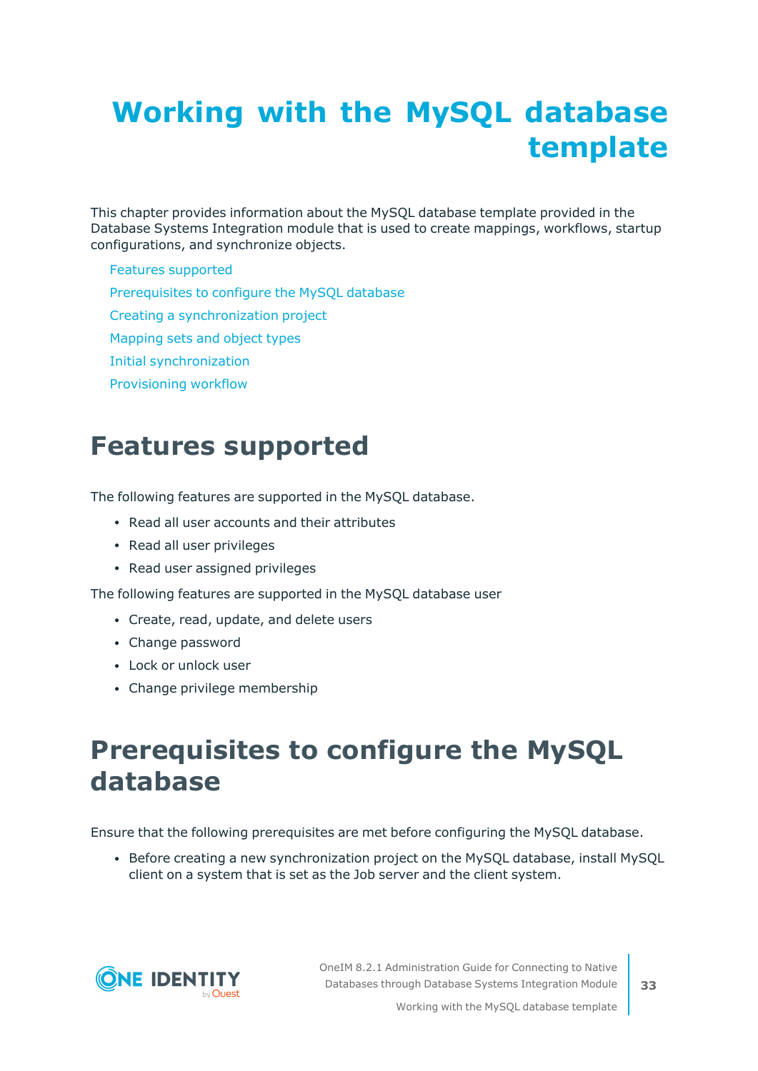# Working with the MySQL database template

This chapter provides information about the MySQL database template provided in the Database Systems Integration module that is used to create mappings, workflows, startup configurations, and synchronize objects.

- Features supported
- Prerequisites to configure the MySQL database
- Creating a synchronization project
- Mapping sets and object types
- Initial synchronization
- Provisioning workflow

## Features supported

The following features are supported in the MySQL database.

- Read all user accounts and their attributes
- Read all user privileges
- Read user assigned privileges

The following features are supported in the MySQL database user

- Create, read, update, and delete users
- Change password
- Lock or unlock user
- Change privilege membership

## Prerequisites to configure the MySQL database

Ensure that the following prerequisites are met before configuring the MySQL database.

- Before creating a new synchronization project on the MySQL database, install MySQL client on a system that is set as the Job server and the client system.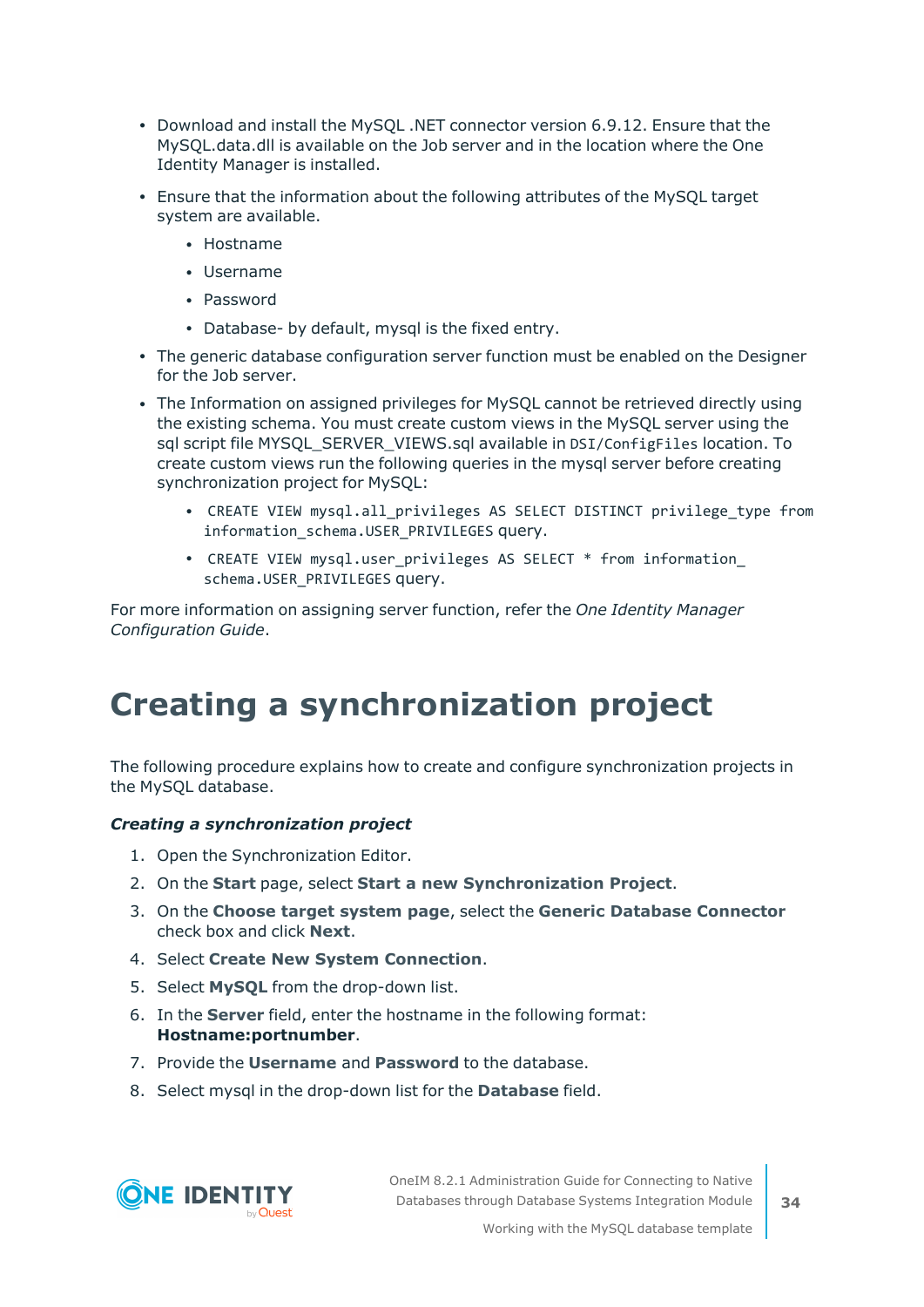- Download and install the MySQL .NET connector version 6.9.12. Ensure that the MySQL.data.dll is available on the Job server and in the location where the One Identity Manager is installed.
- Ensure that the information about the following attributes of the MySQL target system are available.
  - Hostname
  - Username
  - Password
  - Database- by default, mysql is the fixed entry.
- The generic database configuration server function must be enabled on the Designer for the Job server.
- The Information on assigned privileges for MySQL cannot be retrieved directly using the existing schema. You must create custom views in the MySQL server using the sql script file MYSQL_SERVER_VIEWS.sql available in `DSI/ConfigFiles` location. To create custom views run the following queries in the mysql server before creating synchronization project for MySQL:
  - `CREATE VIEW mysql.all_privileges AS SELECT DISTINCT privilege_type from information_schema.USER_PRIVILEGES` query.
  - `CREATE VIEW mysql.user_privileges AS SELECT * from information_schema.USER_PRIVILEGES` query.

For more information on assigning server function, refer the *One Identity Manager Configuration Guide*.

# Creating a synchronization project

The following procedure explains how to create and configure synchronization projects in the MySQL database.

***Creating a synchronization project***

1. Open the Synchronization Editor.
2. On the **Start** page, select **Start a new Synchronization Project**.
3. On the **Choose target system page**, select the **Generic Database Connector** check box and click **Next**.
4. Select **Create New System Connection**.
5. Select **MySQL** from the drop-down list.
6. In the **Server** field, enter the hostname in the following format: **Hostname:portnumber**.
7. Provide the **Username** and **Password** to the database.
8. Select mysql in the drop-down list for the **Database** field.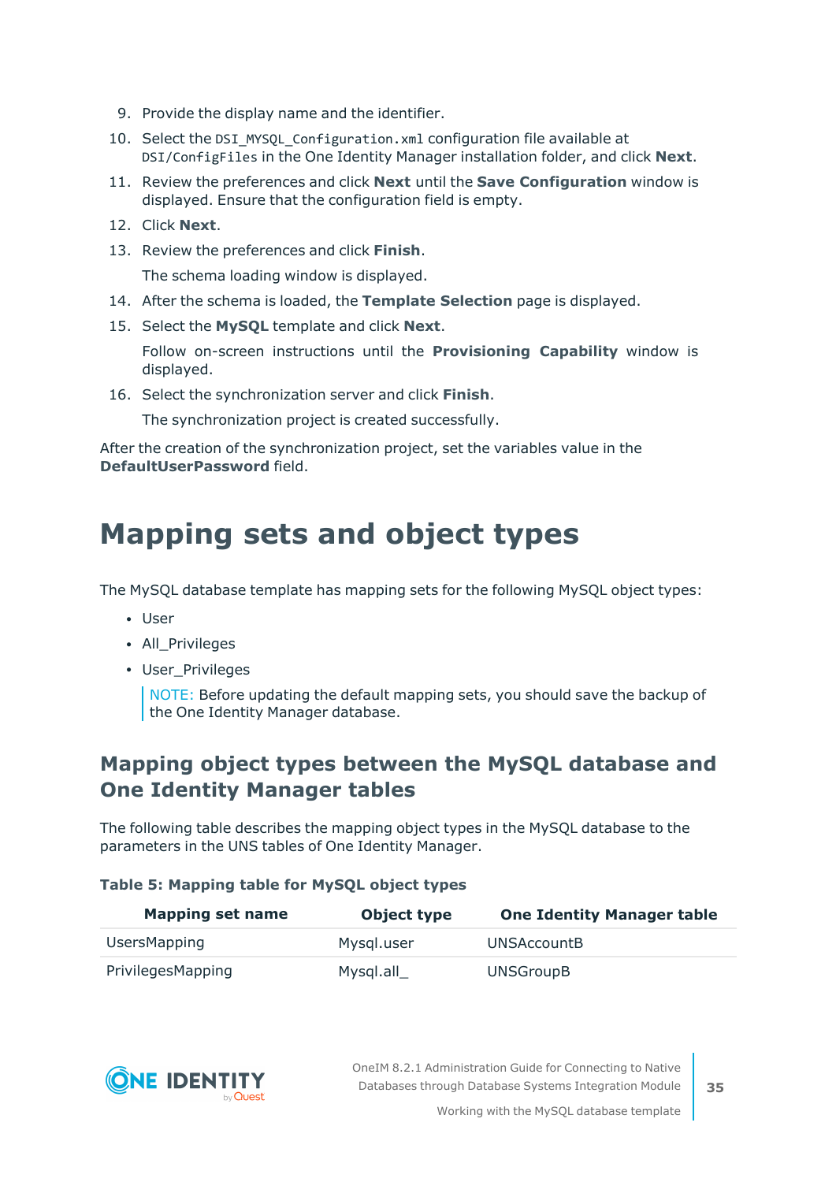9. Provide the display name and the identifier.
10. Select the `DSI_MYSQL_Configuration.xml` configuration file available at `DSI/ConfigFiles` in the One Identity Manager installation folder, and click **Next**.
11. Review the preferences and click **Next** until the **Save Configuration** window is displayed. Ensure that the configuration field is empty.
12. Click **Next**.
13. Review the preferences and click **Finish**.

    The schema loading window is displayed.
14. After the schema is loaded, the **Template Selection** page is displayed.
15. Select the **MySQL** template and click **Next**.

    Follow on-screen instructions until the **Provisioning Capability** window is displayed.
16. Select the synchronization server and click **Finish**.

    The synchronization project is created successfully.

After the creation of the synchronization project, set the variables value in the **DefaultUserPassword** field.

# Mapping sets and object types

The MySQL database template has mapping sets for the following MySQL object types:

- User
- All_Privileges
- User_Privileges

> NOTE: Before updating the default mapping sets, you should save the backup of the One Identity Manager database.

## Mapping object types between the MySQL database and One Identity Manager tables

The following table describes the mapping object types in the MySQL database to the parameters in the UNS tables of One Identity Manager.

**Table 5: Mapping table for MySQL object types**

| Mapping set name | Object type | One Identity Manager table |
|---|---|---|
| UsersMapping | Mysql.user | UNSAccountB |
| PrivilegesMapping | Mysql.all_ | UNSGroupB |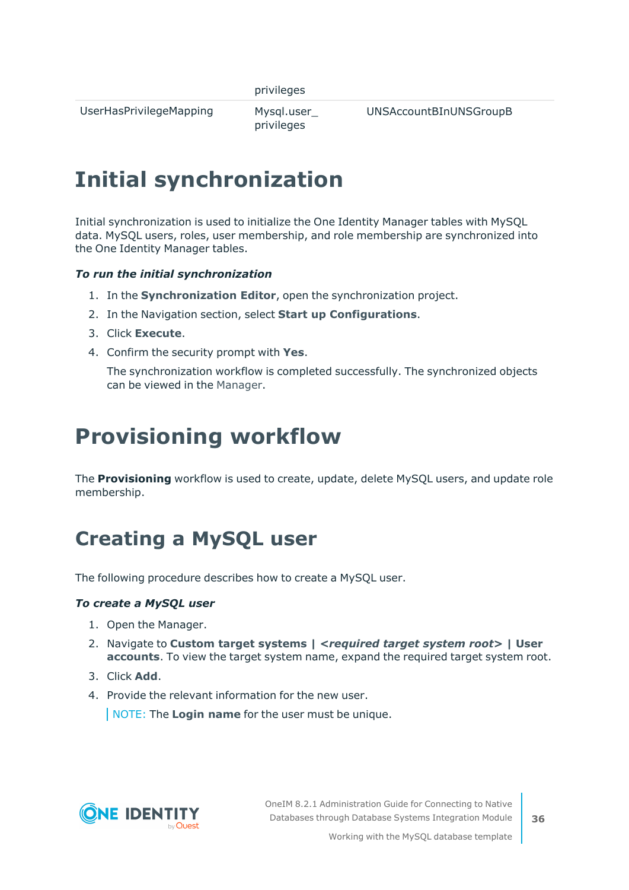| | privileges | |
| --- | --- | --- |
| UserHasPrivilegeMapping | Mysql.user_ privileges | UNSAccountBInUNSGroupB |

# Initial synchronization

Initial synchronization is used to initialize the One Identity Manager tables with MySQL data. MySQL users, roles, user membership, and role membership are synchronized into the One Identity Manager tables.

***To run the initial synchronization***

1. In the **Synchronization Editor**, open the synchronization project.
2. In the Navigation section, select **Start up Configurations**.
3. Click **Execute**.
4. Confirm the security prompt with **Yes**.

   The synchronization workflow is completed successfully. The synchronized objects can be viewed in the Manager.

# Provisioning workflow

The **Provisioning** workflow is used to create, update, delete MySQL users, and update role membership.

## Creating a MySQL user

The following procedure describes how to create a MySQL user.

***To create a MySQL user***

1. Open the Manager.
2. Navigate to **Custom target systems | *<required target system root>* | User accounts**. To view the target system name, expand the required target system root.
3. Click **Add**.
4. Provide the relevant information for the new user.

   NOTE: The **Login name** for the user must be unique.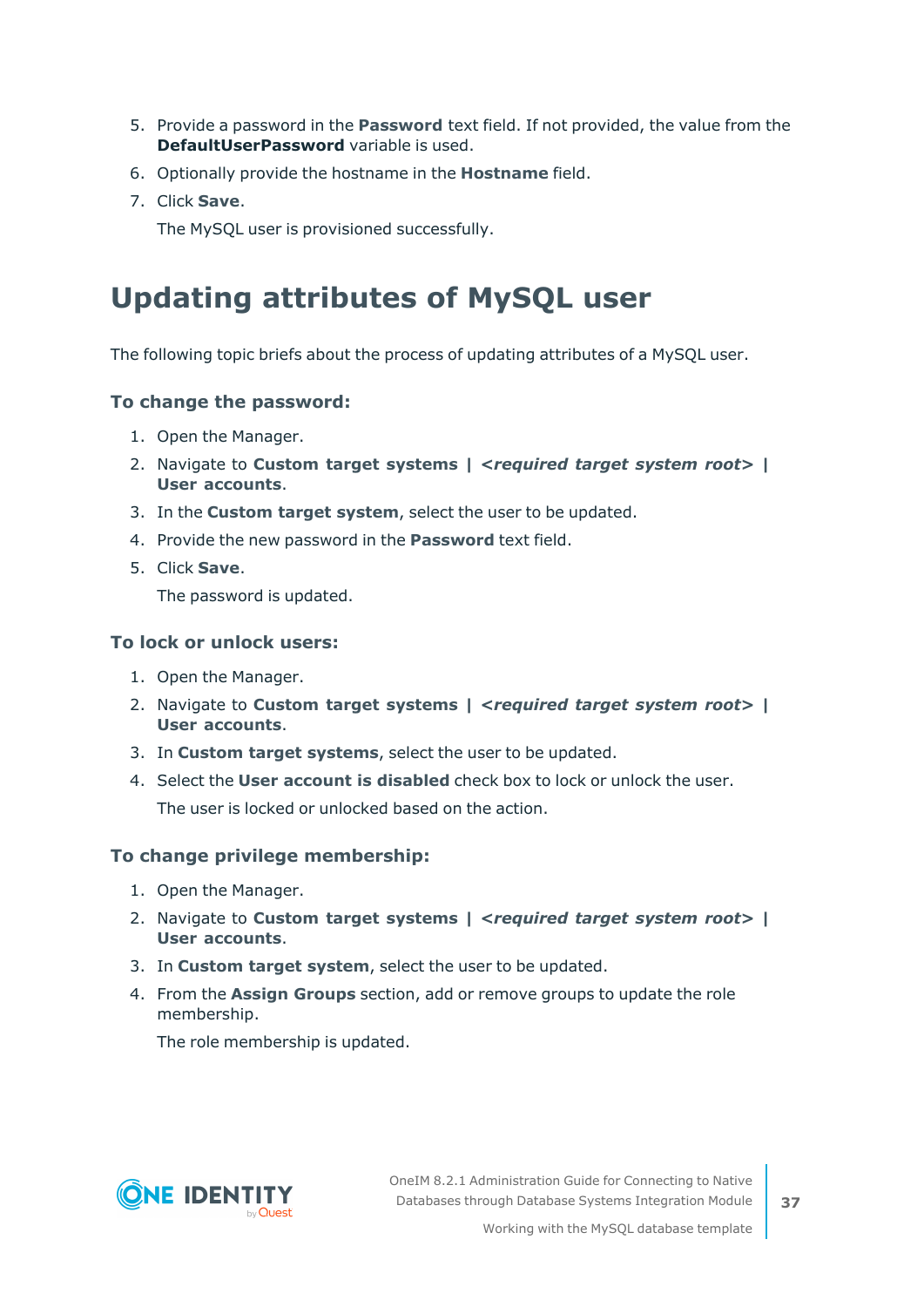5. Provide a password in the **Password** text field. If not provided, the value from the **DefaultUserPassword** variable is used.
6. Optionally provide the hostname in the **Hostname** field.
7. Click **Save**.

   The MySQL user is provisioned successfully.

# Updating attributes of MySQL user

The following topic briefs about the process of updating attributes of a MySQL user.

### To change the password:

1. Open the Manager.
2. Navigate to **Custom target systems | *<required target system root>* | User accounts**.
3. In the **Custom target system**, select the user to be updated.
4. Provide the new password in the **Password** text field.
5. Click **Save**.

   The password is updated.

### To lock or unlock users:

1. Open the Manager.
2. Navigate to **Custom target systems | *<required target system root>* | User accounts**.
3. In **Custom target systems**, select the user to be updated.
4. Select the **User account is disabled** check box to lock or unlock the user.

   The user is locked or unlocked based on the action.

### To change privilege membership:

1. Open the Manager.
2. Navigate to **Custom target systems | *<required target system root>* | User accounts**.
3. In **Custom target system**, select the user to be updated.
4. From the **Assign Groups** section, add or remove groups to update the role membership.

   The role membership is updated.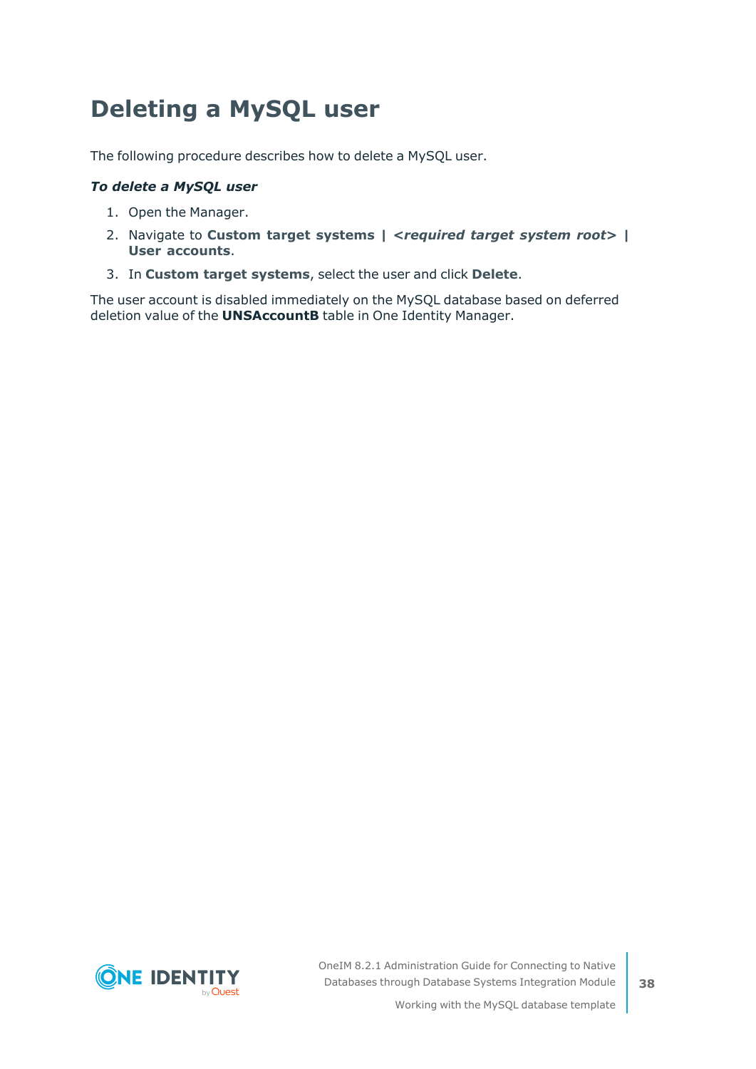# Deleting a MySQL user

The following procedure describes how to delete a MySQL user.

***To delete a MySQL user***

1. Open the Manager.
2. Navigate to **Custom target systems |** ***<required target system root>*** **| User accounts**.
3. In **Custom target systems**, select the user and click **Delete**.

The user account is disabled immediately on the MySQL database based on deferred deletion value of the **UNSAccountB** table in One Identity Manager.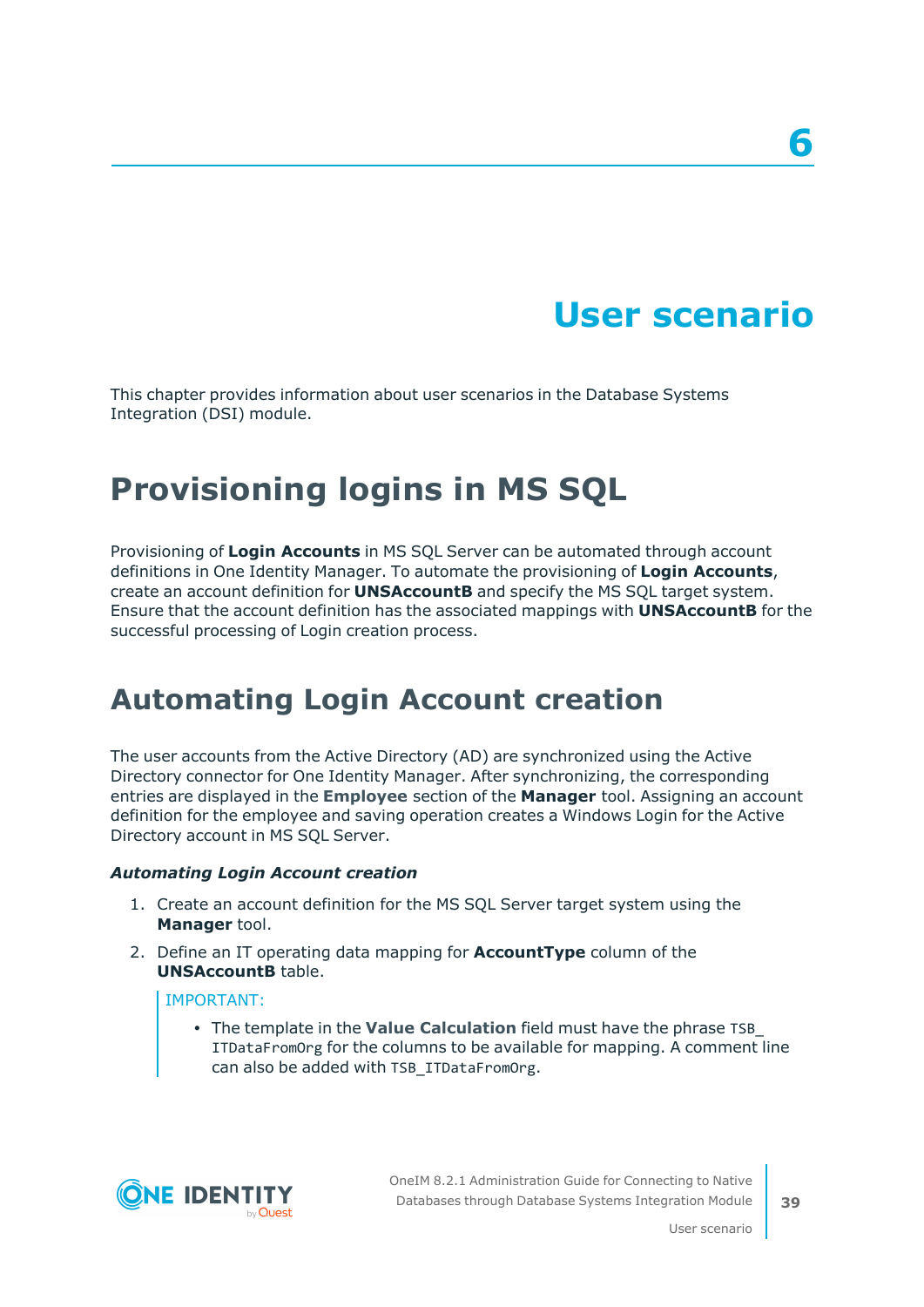# 6 User scenario

This chapter provides information about user scenarios in the Database Systems Integration (DSI) module.

## Provisioning logins in MS SQL

Provisioning of **Login Accounts** in MS SQL Server can be automated through account definitions in One Identity Manager. To automate the provisioning of **Login Accounts**, create an account definition for **UNSAccountB** and specify the MS SQL target system. Ensure that the account definition has the associated mappings with **UNSAccountB** for the successful processing of Login creation process.

## Automating Login Account creation

The user accounts from the Active Directory (AD) are synchronized using the Active Directory connector for One Identity Manager. After synchronizing, the corresponding entries are displayed in the **Employee** section of the **Manager** tool. Assigning an account definition for the employee and saving operation creates a Windows Login for the Active Directory account in MS SQL Server.

***Automating Login Account creation***

1. Create an account definition for the MS SQL Server target system using the **Manager** tool.
2. Define an IT operating data mapping for **AccountType** column of the **UNSAccountB** table.

   IMPORTANT:

   - The template in the **Value Calculation** field must have the phrase `TSB_ITDataFromOrg` for the columns to be available for mapping. A comment line can also be added with `TSB_ITDataFromOrg`.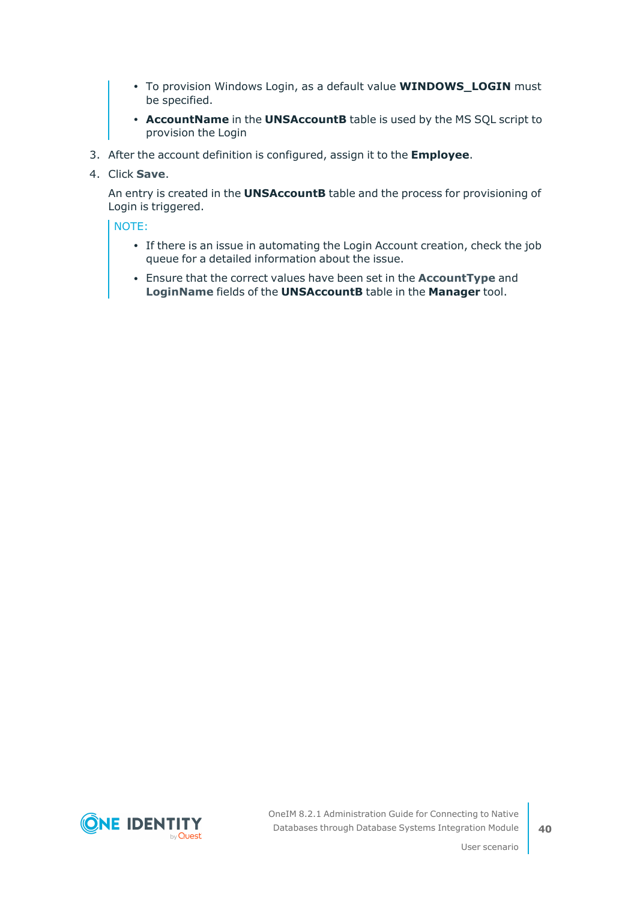- To provision Windows Login, as a default value **WINDOWS_LOGIN** must be specified.
- **AccountName** in the **UNSAccountB** table is used by the MS SQL script to provision the Login

3. After the account definition is configured, assign it to the **Employee**.
4. Click **Save**.

   An entry is created in the **UNSAccountB** table and the process for provisioning of Login is triggered.

   NOTE:

   - If there is an issue in automating the Login Account creation, check the job queue for a detailed information about the issue.
   - Ensure that the correct values have been set in the **AccountType** and **LoginName** fields of the **UNSAccountB** table in the **Manager** tool.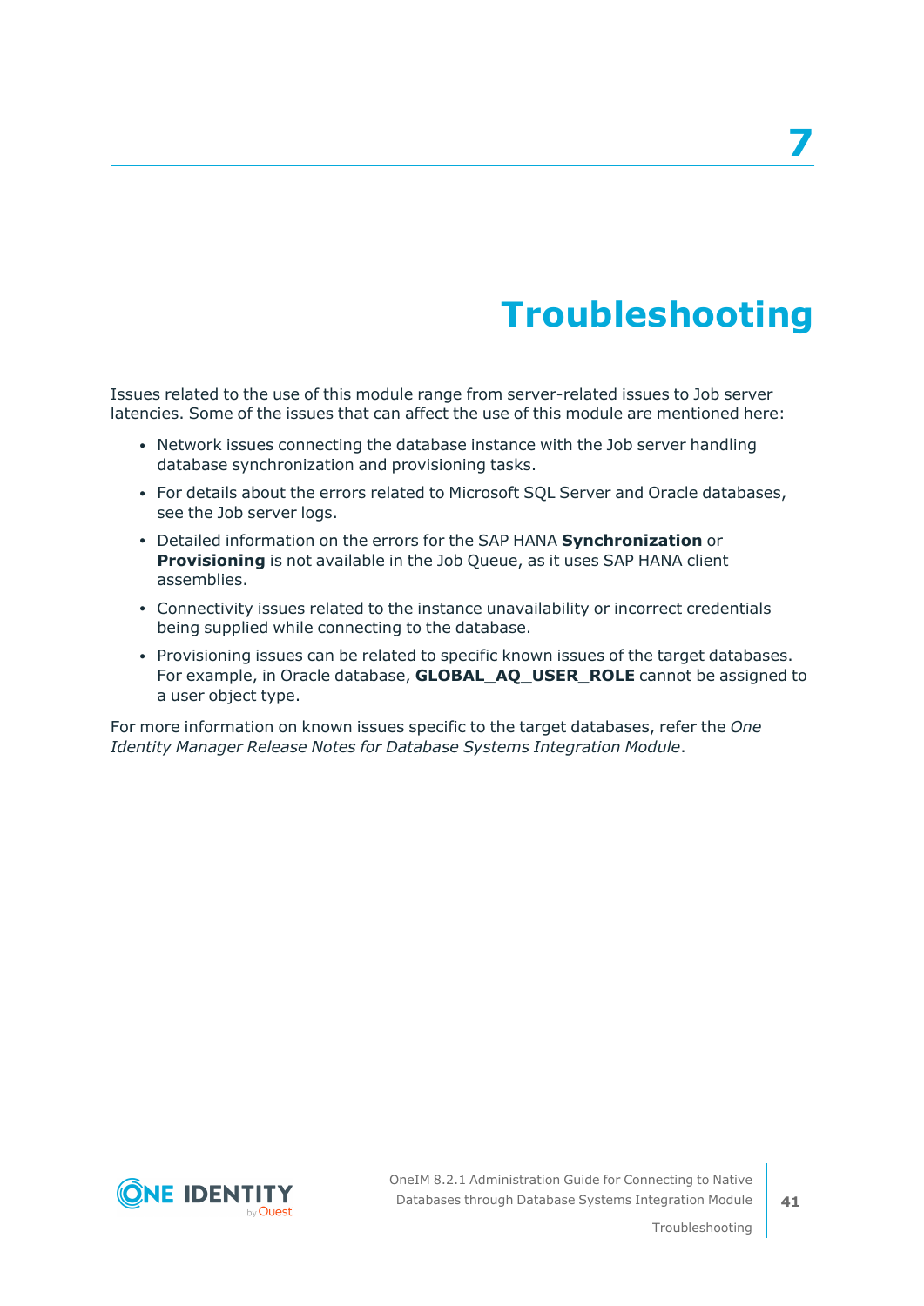# 7 Troubleshooting

Issues related to the use of this module range from server-related issues to Job server latencies. Some of the issues that can affect the use of this module are mentioned here:

- Network issues connecting the database instance with the Job server handling database synchronization and provisioning tasks.
- For details about the errors related to Microsoft SQL Server and Oracle databases, see the Job server logs.
- Detailed information on the errors for the SAP HANA **Synchronization** or **Provisioning** is not available in the Job Queue, as it uses SAP HANA client assemblies.
- Connectivity issues related to the instance unavailability or incorrect credentials being supplied while connecting to the database.
- Provisioning issues can be related to specific known issues of the target databases. For example, in Oracle database, **GLOBAL_AQ_USER_ROLE** cannot be assigned to a user object type.

For more information on known issues specific to the target databases, refer the *One Identity Manager Release Notes for Database Systems Integration Module*.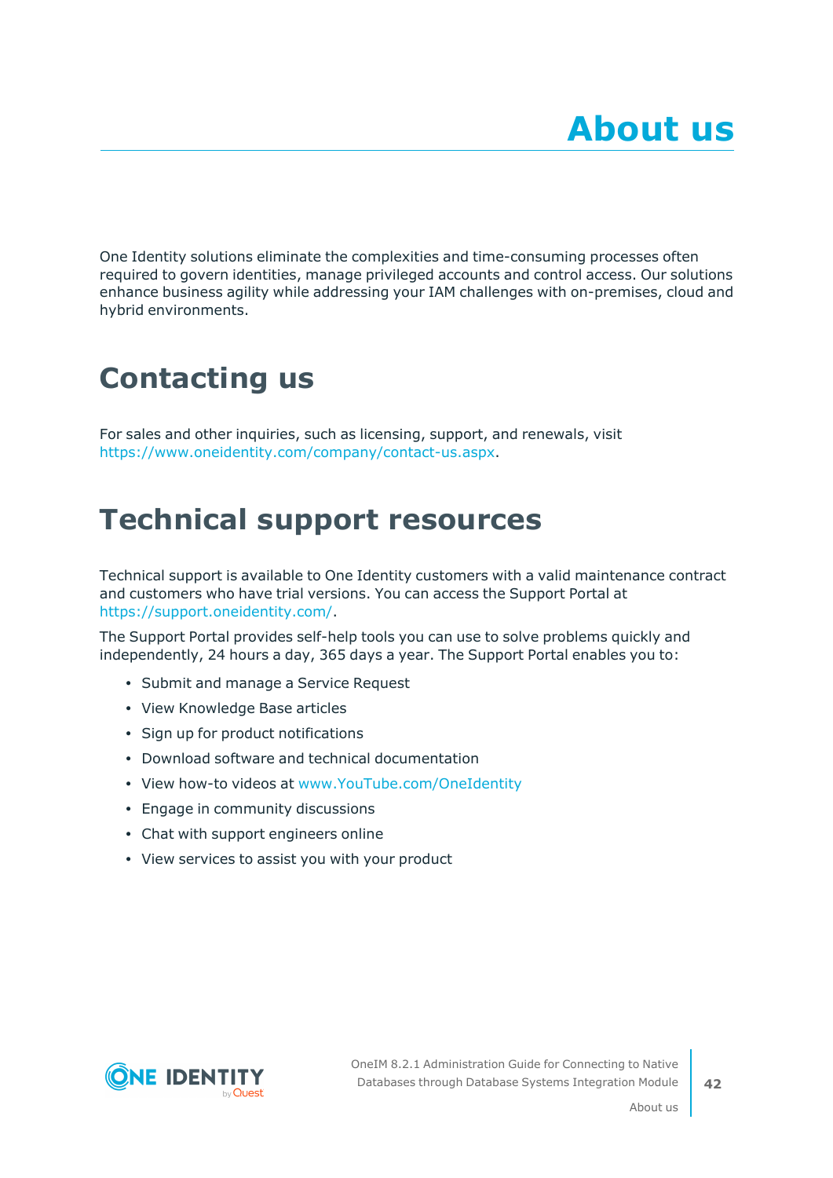# About us

One Identity solutions eliminate the complexities and time-consuming processes often required to govern identities, manage privileged accounts and control access. Our solutions enhance business agility while addressing your IAM challenges with on-premises, cloud and hybrid environments.

## Contacting us

For sales and other inquiries, such as licensing, support, and renewals, visit https://www.oneidentity.com/company/contact-us.aspx.

## Technical support resources

Technical support is available to One Identity customers with a valid maintenance contract and customers who have trial versions. You can access the Support Portal at https://support.oneidentity.com/.

The Support Portal provides self-help tools you can use to solve problems quickly and independently, 24 hours a day, 365 days a year. The Support Portal enables you to:

- Submit and manage a Service Request
- View Knowledge Base articles
- Sign up for product notifications
- Download software and technical documentation
- View how-to videos at www.YouTube.com/OneIdentity
- Engage in community discussions
- Chat with support engineers online
- View services to assist you with your product